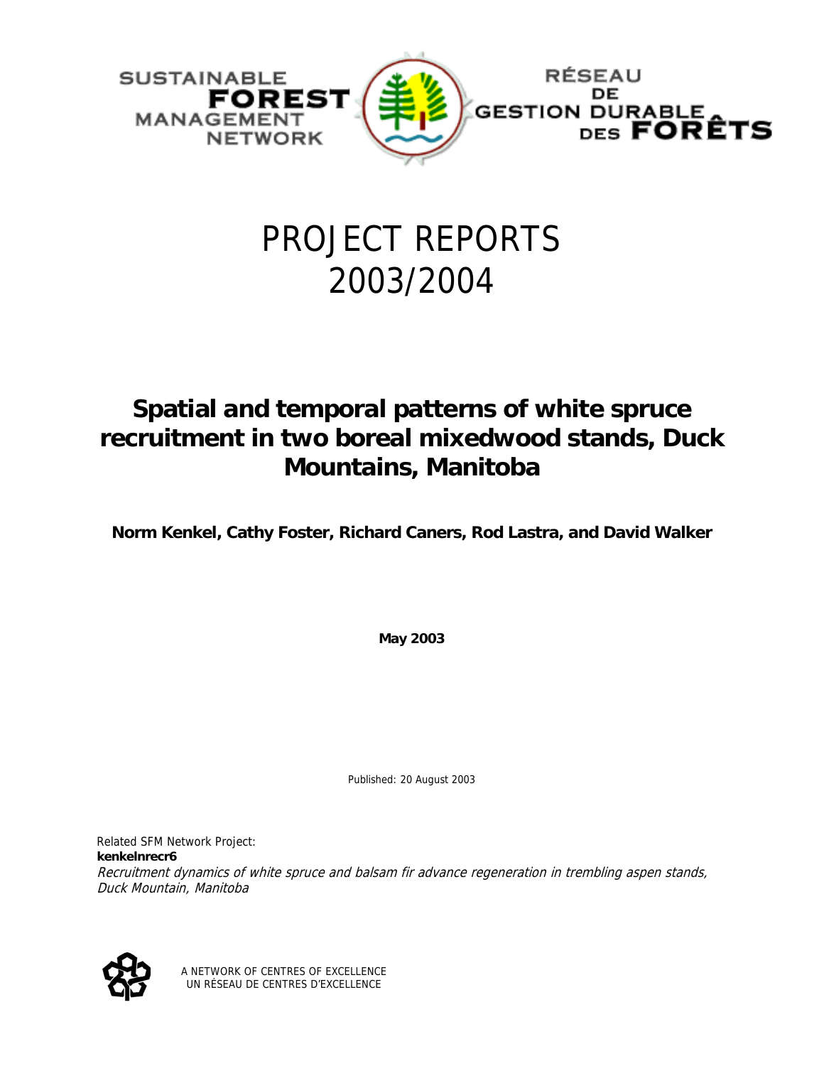SUSTAINABLE FOREST MANAGEMENT NETWORK

RÉSEAU DE GESTION DURABLE DES FORÊTS

# PROJECT REPORTS 2003/2004

## Spatial and temporal patterns of white spruce recruitment in two boreal mixedwood stands, Duck Mountains, Manitoba

**Norm Kenkel, Cathy Foster, Richard Caners, Rod Lastra, and David Walker**

**May 2003**

Published: 20 August 2003

Related SFM Network Project:
**kenkelnrecr6**
*Recruitment dynamics of white spruce and balsam fir advance regeneration in trembling aspen stands, Duck Mountain, Manitoba*

A NETWORK OF CENTRES OF EXCELLENCE
UN RÉSEAU DE CENTRES D'EXCELLENCE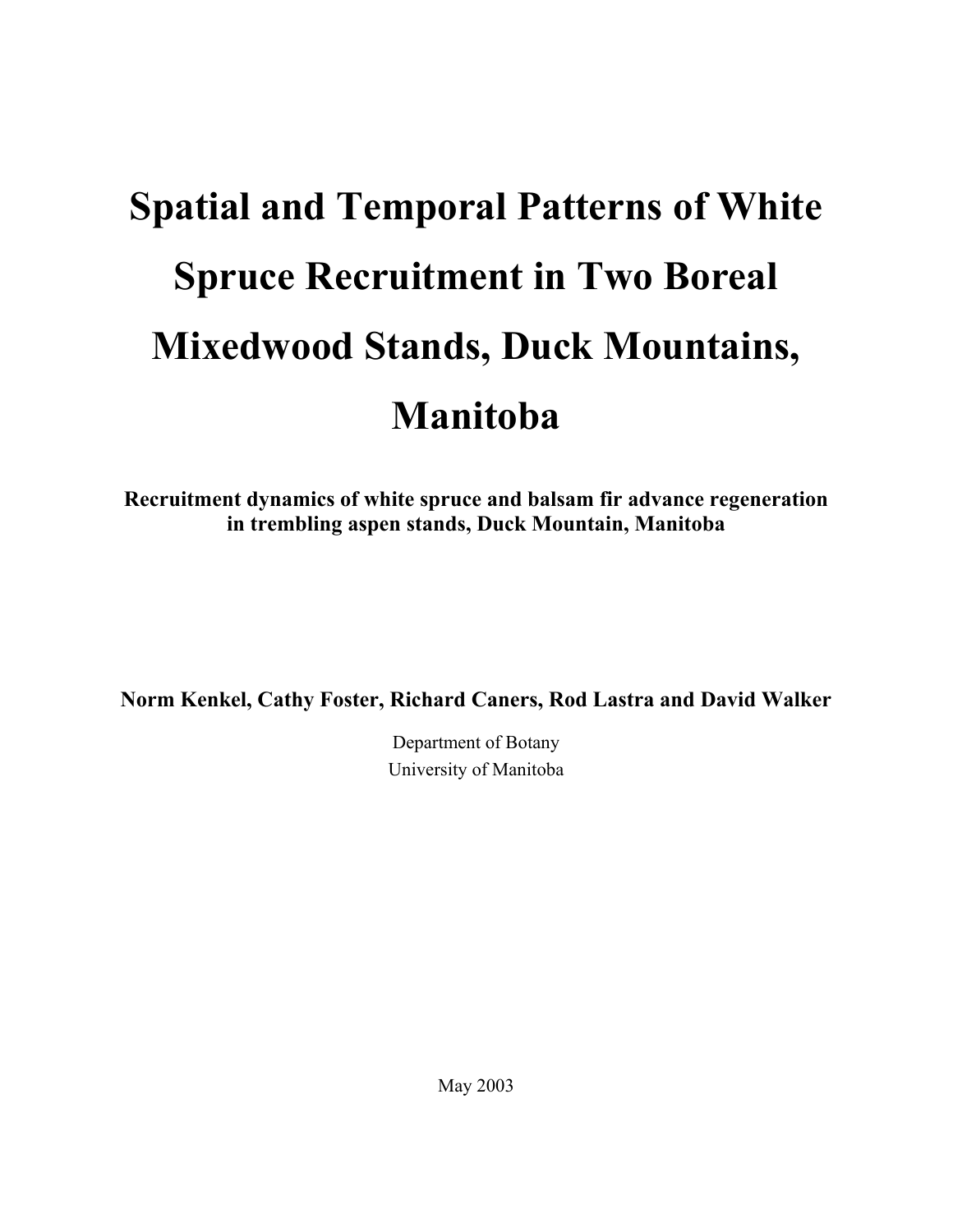# Spatial and Temporal Patterns of White Spruce Recruitment in Two Boreal Mixedwood Stands, Duck Mountains, Manitoba

**Recruitment dynamics of white spruce and balsam fir advance regeneration in trembling aspen stands, Duck Mountain, Manitoba**

**Norm Kenkel, Cathy Foster, Richard Caners, Rod Lastra and David Walker**

Department of Botany
University of Manitoba

May 2003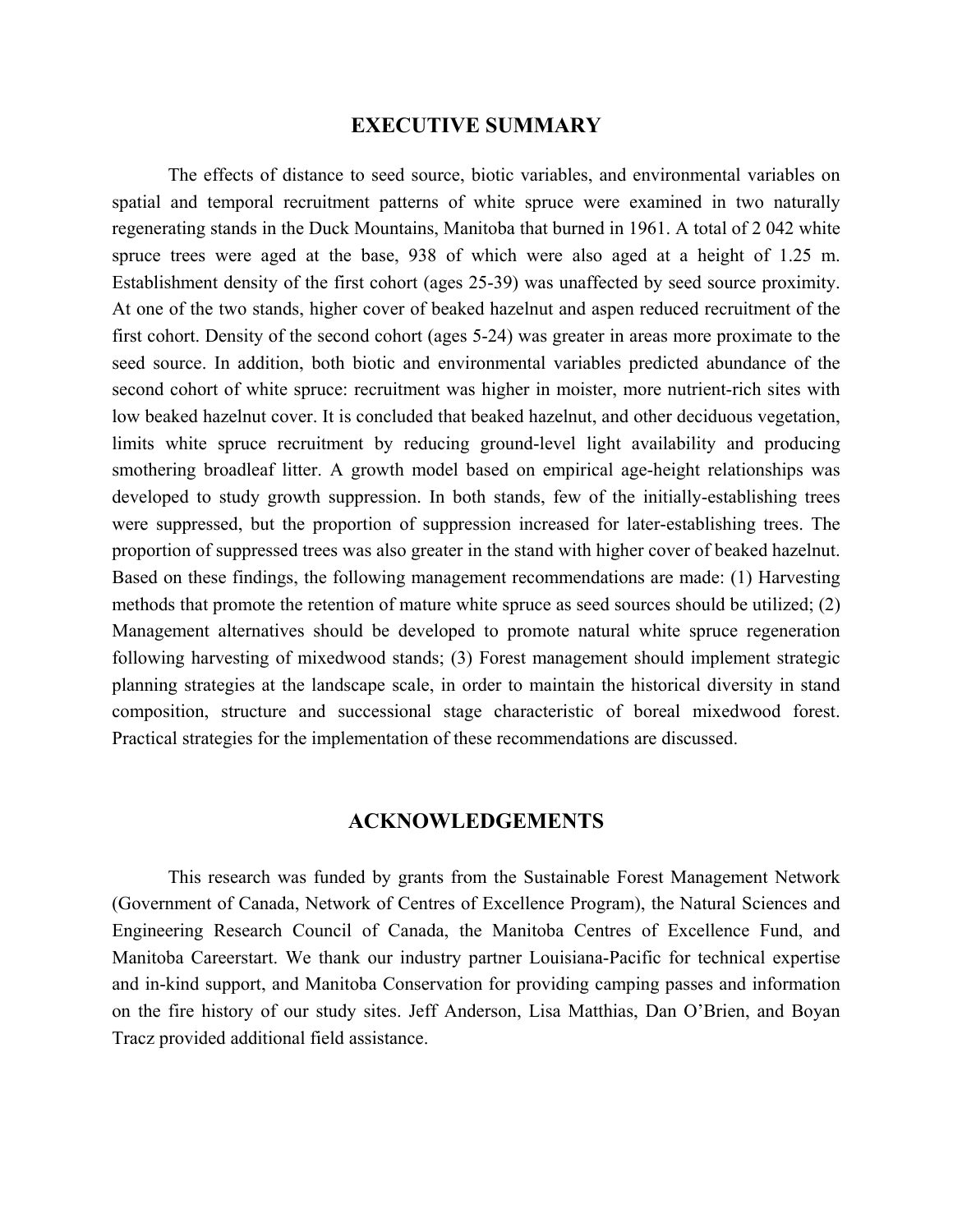## EXECUTIVE SUMMARY

The effects of distance to seed source, biotic variables, and environmental variables on spatial and temporal recruitment patterns of white spruce were examined in two naturally regenerating stands in the Duck Mountains, Manitoba that burned in 1961. A total of 2 042 white spruce trees were aged at the base, 938 of which were also aged at a height of 1.25 m. Establishment density of the first cohort (ages 25-39) was unaffected by seed source proximity. At one of the two stands, higher cover of beaked hazelnut and aspen reduced recruitment of the first cohort. Density of the second cohort (ages 5-24) was greater in areas more proximate to the seed source. In addition, both biotic and environmental variables predicted abundance of the second cohort of white spruce: recruitment was higher in moister, more nutrient-rich sites with low beaked hazelnut cover. It is concluded that beaked hazelnut, and other deciduous vegetation, limits white spruce recruitment by reducing ground-level light availability and producing smothering broadleaf litter. A growth model based on empirical age-height relationships was developed to study growth suppression. In both stands, few of the initially-establishing trees were suppressed, but the proportion of suppression increased for later-establishing trees. The proportion of suppressed trees was also greater in the stand with higher cover of beaked hazelnut. Based on these findings, the following management recommendations are made: (1) Harvesting methods that promote the retention of mature white spruce as seed sources should be utilized; (2) Management alternatives should be developed to promote natural white spruce regeneration following harvesting of mixedwood stands; (3) Forest management should implement strategic planning strategies at the landscape scale, in order to maintain the historical diversity in stand composition, structure and successional stage characteristic of boreal mixedwood forest. Practical strategies for the implementation of these recommendations are discussed.

## ACKNOWLEDGEMENTS

This research was funded by grants from the Sustainable Forest Management Network (Government of Canada, Network of Centres of Excellence Program), the Natural Sciences and Engineering Research Council of Canada, the Manitoba Centres of Excellence Fund, and Manitoba Careerstart. We thank our industry partner Louisiana-Pacific for technical expertise and in-kind support, and Manitoba Conservation for providing camping passes and information on the fire history of our study sites. Jeff Anderson, Lisa Matthias, Dan O'Brien, and Boyan Tracz provided additional field assistance.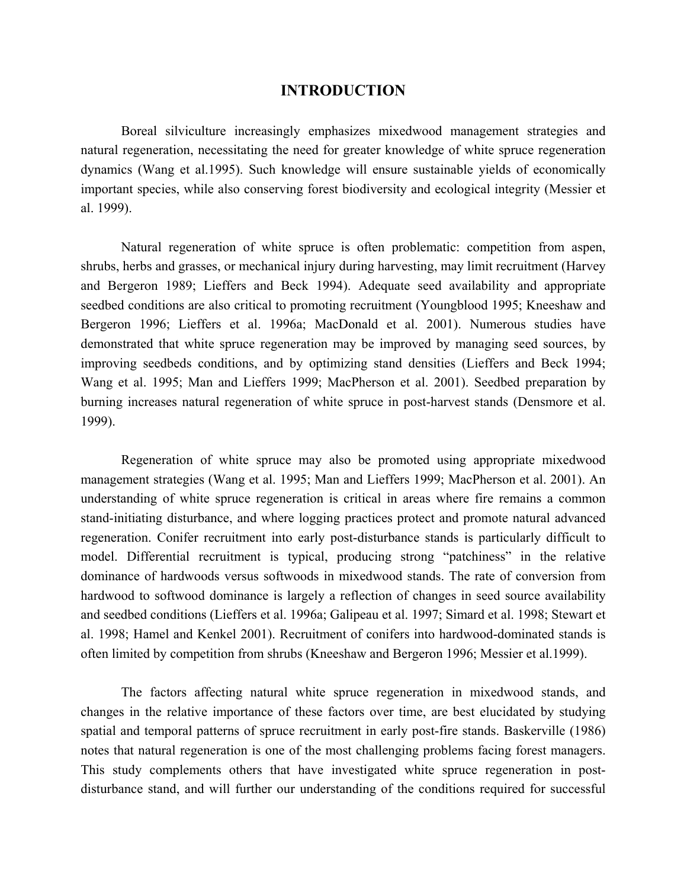# INTRODUCTION

Boreal silviculture increasingly emphasizes mixedwood management strategies and natural regeneration, necessitating the need for greater knowledge of white spruce regeneration dynamics (Wang et al.1995). Such knowledge will ensure sustainable yields of economically important species, while also conserving forest biodiversity and ecological integrity (Messier et al. 1999).

Natural regeneration of white spruce is often problematic: competition from aspen, shrubs, herbs and grasses, or mechanical injury during harvesting, may limit recruitment (Harvey and Bergeron 1989; Lieffers and Beck 1994). Adequate seed availability and appropriate seedbed conditions are also critical to promoting recruitment (Youngblood 1995; Kneeshaw and Bergeron 1996; Lieffers et al. 1996a; MacDonald et al. 2001). Numerous studies have demonstrated that white spruce regeneration may be improved by managing seed sources, by improving seedbeds conditions, and by optimizing stand densities (Lieffers and Beck 1994; Wang et al. 1995; Man and Lieffers 1999; MacPherson et al. 2001). Seedbed preparation by burning increases natural regeneration of white spruce in post-harvest stands (Densmore et al. 1999).

Regeneration of white spruce may also be promoted using appropriate mixedwood management strategies (Wang et al. 1995; Man and Lieffers 1999; MacPherson et al. 2001). An understanding of white spruce regeneration is critical in areas where fire remains a common stand-initiating disturbance, and where logging practices protect and promote natural advanced regeneration. Conifer recruitment into early post-disturbance stands is particularly difficult to model. Differential recruitment is typical, producing strong "patchiness" in the relative dominance of hardwoods versus softwoods in mixedwood stands. The rate of conversion from hardwood to softwood dominance is largely a reflection of changes in seed source availability and seedbed conditions (Lieffers et al. 1996a; Galipeau et al. 1997; Simard et al. 1998; Stewart et al. 1998; Hamel and Kenkel 2001). Recruitment of conifers into hardwood-dominated stands is often limited by competition from shrubs (Kneeshaw and Bergeron 1996; Messier et al.1999).

The factors affecting natural white spruce regeneration in mixedwood stands, and changes in the relative importance of these factors over time, are best elucidated by studying spatial and temporal patterns of spruce recruitment in early post-fire stands. Baskerville (1986) notes that natural regeneration is one of the most challenging problems facing forest managers. This study complements others that have investigated white spruce regeneration in post-disturbance stand, and will further our understanding of the conditions required for successful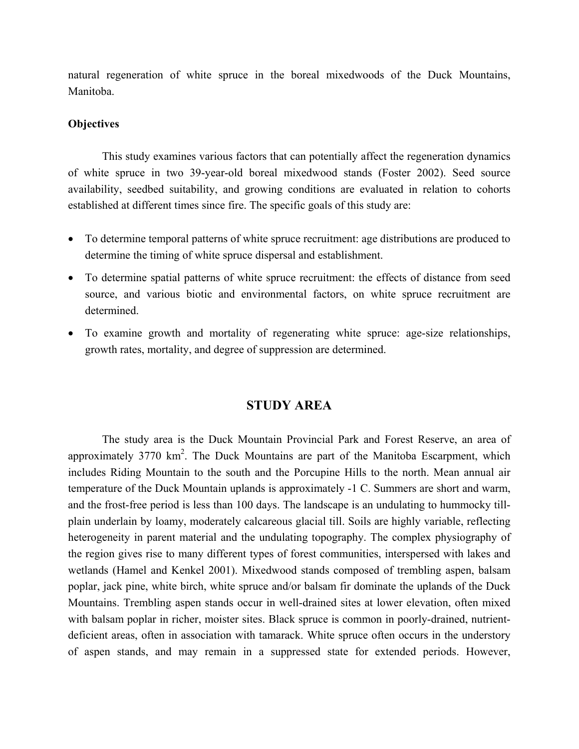natural regeneration of white spruce in the boreal mixedwoods of the Duck Mountains, Manitoba.

### Objectives

This study examines various factors that can potentially affect the regeneration dynamics of white spruce in two 39-year-old boreal mixedwood stands (Foster 2002). Seed source availability, seedbed suitability, and growing conditions are evaluated in relation to cohorts established at different times since fire. The specific goals of this study are:

- To determine temporal patterns of white spruce recruitment: age distributions are produced to determine the timing of white spruce dispersal and establishment.
- To determine spatial patterns of white spruce recruitment: the effects of distance from seed source, and various biotic and environmental factors, on white spruce recruitment are determined.
- To examine growth and mortality of regenerating white spruce: age-size relationships, growth rates, mortality, and degree of suppression are determined.

## STUDY AREA

The study area is the Duck Mountain Provincial Park and Forest Reserve, an area of approximately 3770 $km^2$. The Duck Mountains are part of the Manitoba Escarpment, which includes Riding Mountain to the south and the Porcupine Hills to the north. Mean annual air temperature of the Duck Mountain uplands is approximately -1 C. Summers are short and warm, and the frost-free period is less than 100 days. The landscape is an undulating to hummocky till-plain underlain by loamy, moderately calcareous glacial till. Soils are highly variable, reflecting heterogeneity in parent material and the undulating topography. The complex physiography of the region gives rise to many different types of forest communities, interspersed with lakes and wetlands (Hamel and Kenkel 2001). Mixedwood stands composed of trembling aspen, balsam poplar, jack pine, white birch, white spruce and/or balsam fir dominate the uplands of the Duck Mountains. Trembling aspen stands occur in well-drained sites at lower elevation, often mixed with balsam poplar in richer, moister sites. Black spruce is common in poorly-drained, nutrient-deficient areas, often in association with tamarack. White spruce often occurs in the understory of aspen stands, and may remain in a suppressed state for extended periods. However,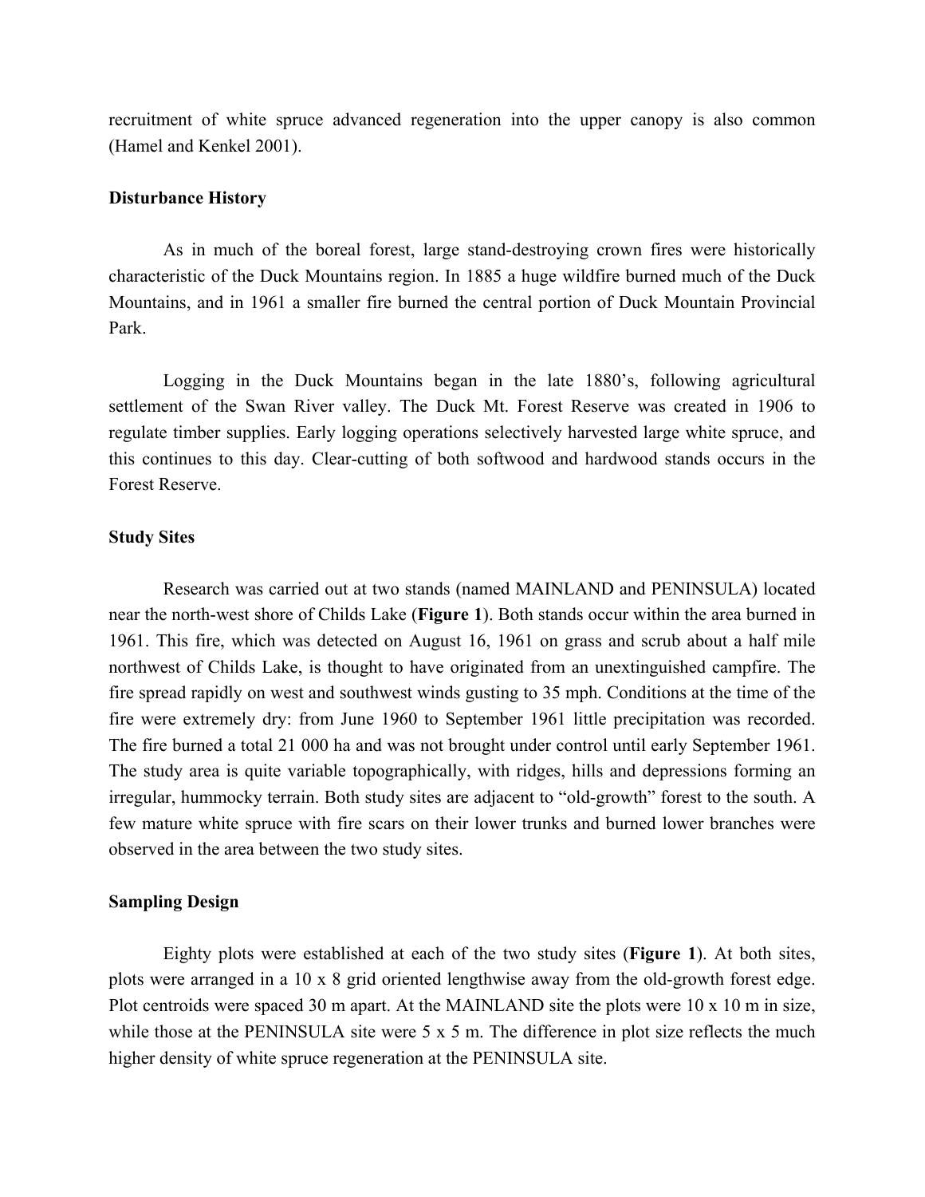recruitment of white spruce advanced regeneration into the upper canopy is also common (Hamel and Kenkel 2001).

### Disturbance History

As in much of the boreal forest, large stand-destroying crown fires were historically characteristic of the Duck Mountains region. In 1885 a huge wildfire burned much of the Duck Mountains, and in 1961 a smaller fire burned the central portion of Duck Mountain Provincial Park.

Logging in the Duck Mountains began in the late 1880's, following agricultural settlement of the Swan River valley. The Duck Mt. Forest Reserve was created in 1906 to regulate timber supplies. Early logging operations selectively harvested large white spruce, and this continues to this day. Clear-cutting of both softwood and hardwood stands occurs in the Forest Reserve.

### Study Sites

Research was carried out at two stands (named MAINLAND and PENINSULA) located near the north-west shore of Childs Lake (**Figure 1**). Both stands occur within the area burned in 1961. This fire, which was detected on August 16, 1961 on grass and scrub about a half mile northwest of Childs Lake, is thought to have originated from an unextinguished campfire. The fire spread rapidly on west and southwest winds gusting to 35 mph. Conditions at the time of the fire were extremely dry: from June 1960 to September 1961 little precipitation was recorded. The fire burned a total 21 000 ha and was not brought under control until early September 1961. The study area is quite variable topographically, with ridges, hills and depressions forming an irregular, hummocky terrain. Both study sites are adjacent to "old-growth" forest to the south. A few mature white spruce with fire scars on their lower trunks and burned lower branches were observed in the area between the two study sites.

### Sampling Design

Eighty plots were established at each of the two study sites (**Figure 1**). At both sites, plots were arranged in a 10 x 8 grid oriented lengthwise away from the old-growth forest edge. Plot centroids were spaced 30 m apart. At the MAINLAND site the plots were 10 x 10 m in size, while those at the PENINSULA site were 5 x 5 m. The difference in plot size reflects the much higher density of white spruce regeneration at the PENINSULA site.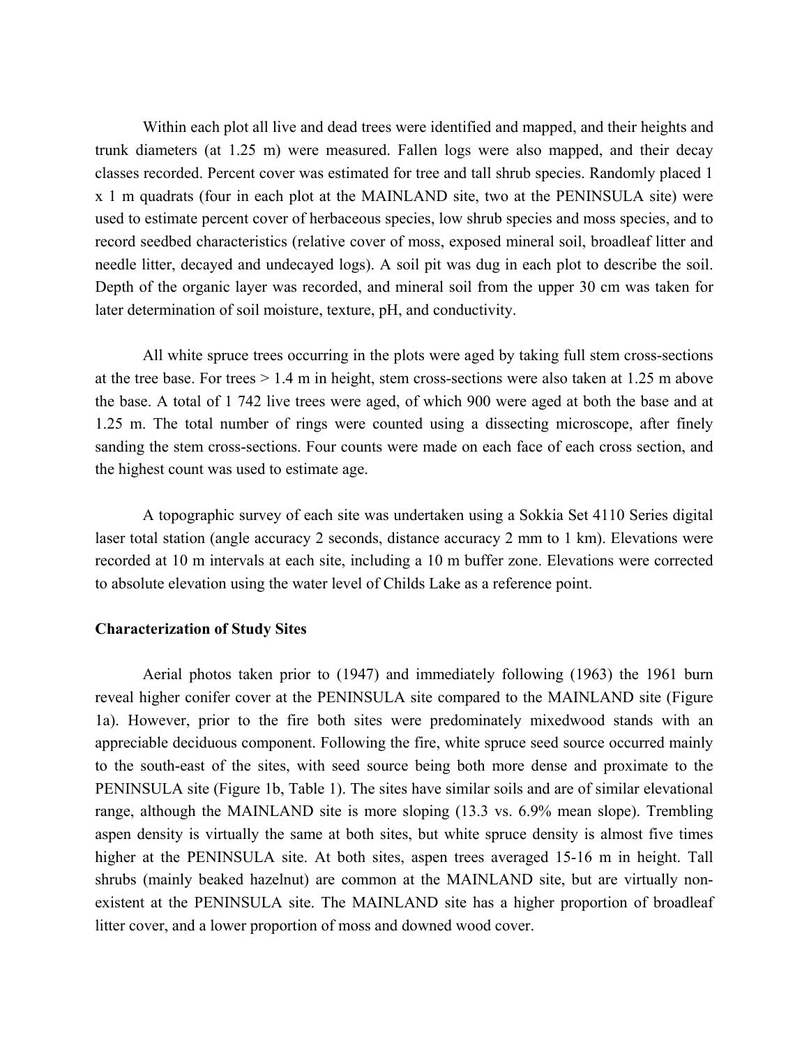Within each plot all live and dead trees were identified and mapped, and their heights and trunk diameters (at 1.25 m) were measured. Fallen logs were also mapped, and their decay classes recorded. Percent cover was estimated for tree and tall shrub species. Randomly placed 1 x 1 m quadrats (four in each plot at the MAINLAND site, two at the PENINSULA site) were used to estimate percent cover of herbaceous species, low shrub species and moss species, and to record seedbed characteristics (relative cover of moss, exposed mineral soil, broadleaf litter and needle litter, decayed and undecayed logs). A soil pit was dug in each plot to describe the soil. Depth of the organic layer was recorded, and mineral soil from the upper 30 cm was taken for later determination of soil moisture, texture, pH, and conductivity.

All white spruce trees occurring in the plots were aged by taking full stem cross-sections at the tree base. For trees > 1.4 m in height, stem cross-sections were also taken at 1.25 m above the base. A total of 1 742 live trees were aged, of which 900 were aged at both the base and at 1.25 m. The total number of rings were counted using a dissecting microscope, after finely sanding the stem cross-sections. Four counts were made on each face of each cross section, and the highest count was used to estimate age.

A topographic survey of each site was undertaken using a Sokkia Set 4110 Series digital laser total station (angle accuracy 2 seconds, distance accuracy 2 mm to 1 km). Elevations were recorded at 10 m intervals at each site, including a 10 m buffer zone. Elevations were corrected to absolute elevation using the water level of Childs Lake as a reference point.

**Characterization of Study Sites**

Aerial photos taken prior to (1947) and immediately following (1963) the 1961 burn reveal higher conifer cover at the PENINSULA site compared to the MAINLAND site (Figure 1a). However, prior to the fire both sites were predominately mixedwood stands with an appreciable deciduous component. Following the fire, white spruce seed source occurred mainly to the south-east of the sites, with seed source being both more dense and proximate to the PENINSULA site (Figure 1b, Table 1). The sites have similar soils and are of similar elevational range, although the MAINLAND site is more sloping (13.3 vs. 6.9% mean slope). Trembling aspen density is virtually the same at both sites, but white spruce density is almost five times higher at the PENINSULA site. At both sites, aspen trees averaged 15-16 m in height. Tall shrubs (mainly beaked hazelnut) are common at the MAINLAND site, but are virtually non-existent at the PENINSULA site. The MAINLAND site has a higher proportion of broadleaf litter cover, and a lower proportion of moss and downed wood cover.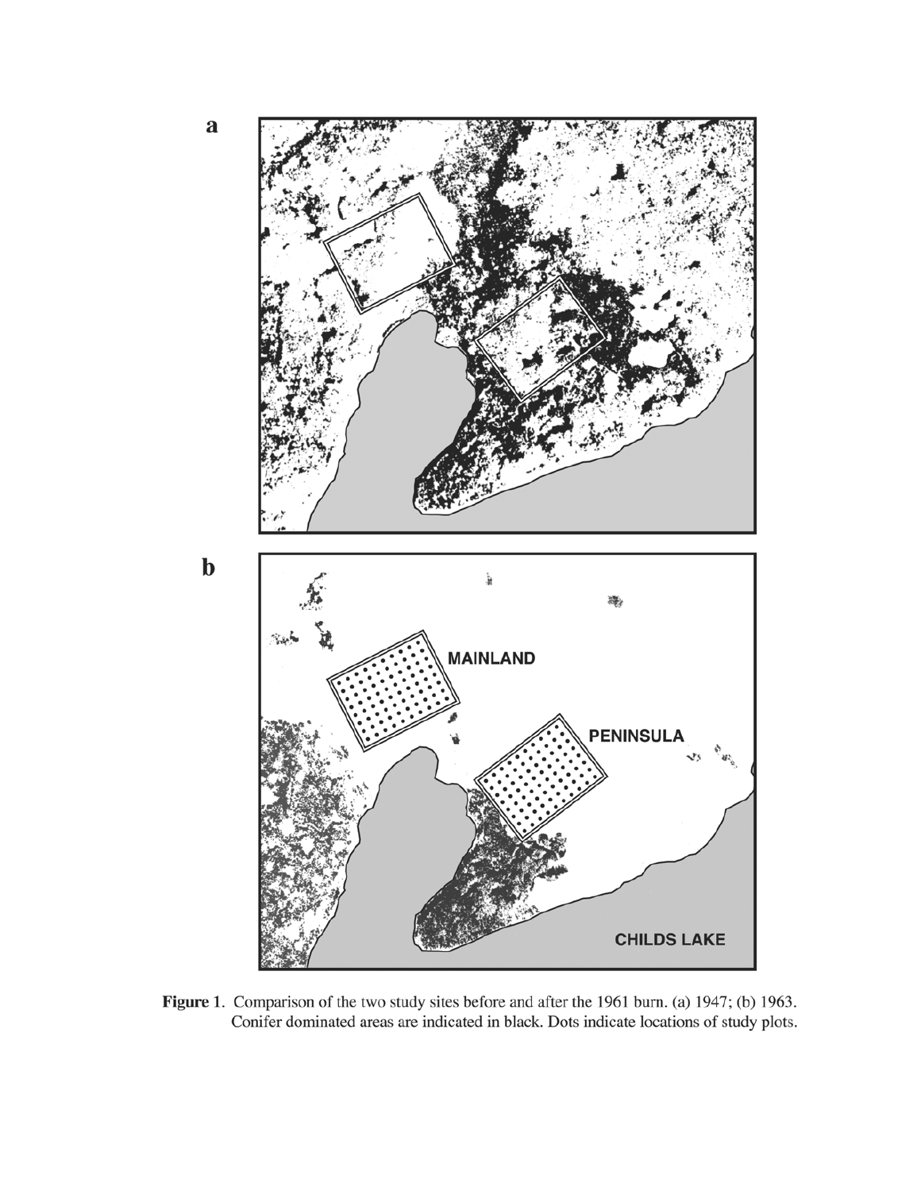a

b

MAINLAND

PENINSULA

CHILDS LAKE

**Figure 1**. Comparison of the two study sites before and after the 1961 burn. (a) 1947; (b) 1963. Conifer dominated areas are indicated in black. Dots indicate locations of study plots.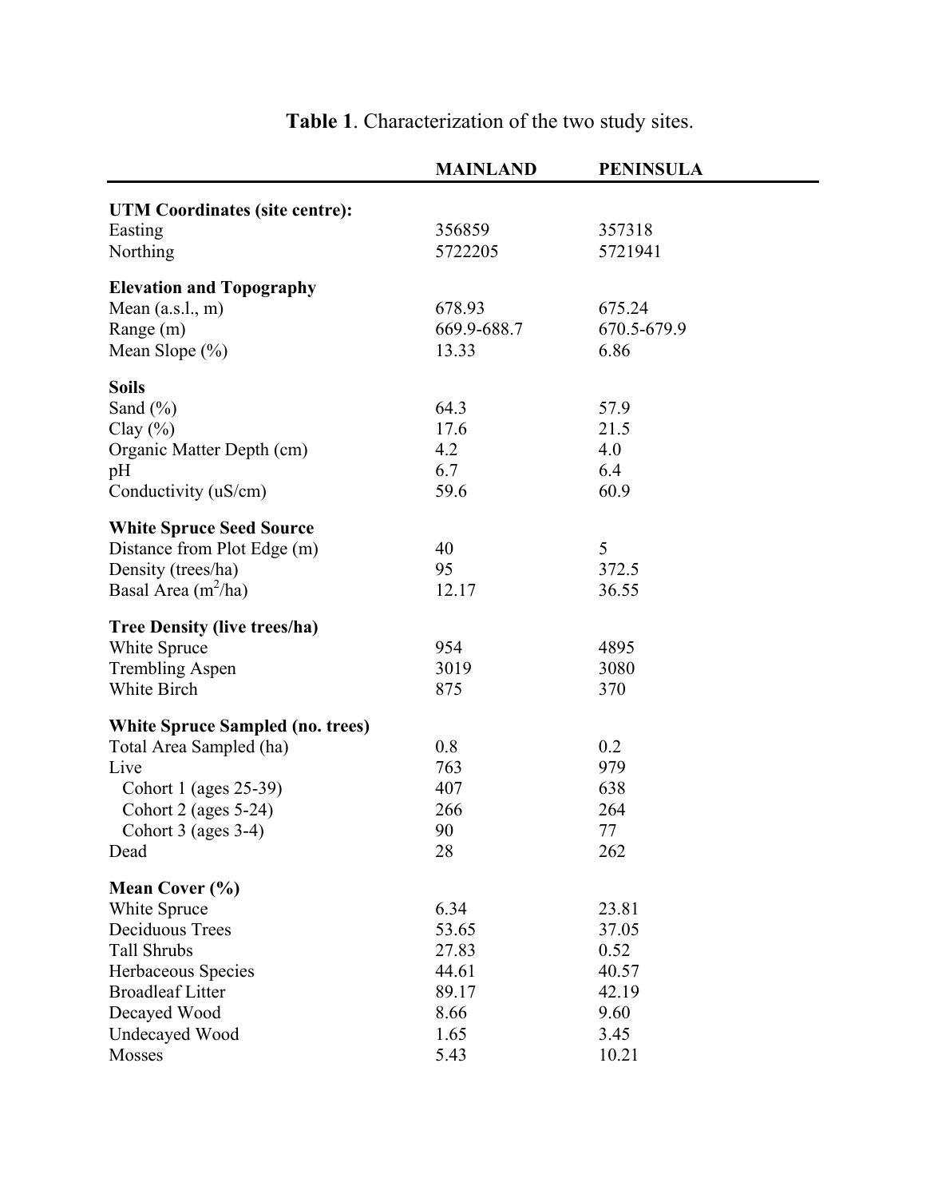**Table 1**. Characterization of the two study sites.

| | MAINLAND | PENINSULA |
|---|---|---|
| **UTM Coordinates (site centre):** | | |
| Easting | 356859 | 357318 |
| Northing | 5722205 | 5721941 |
| **Elevation and Topography** | | |
| Mean (a.s.l., m) | 678.93 | 675.24 |
| Range (m) | 669.9-688.7 | 670.5-679.9 |
| Mean Slope (%) | 13.33 | 6.86 |
| **Soils** | | |
| Sand (%) | 64.3 | 57.9 |
| Clay (%) | 17.6 | 21.5 |
| Organic Matter Depth (cm) | 4.2 | 4.0 |
| pH | 6.7 | 6.4 |
| Conductivity (uS/cm) | 59.6 | 60.9 |
| **White Spruce Seed Source** | | |
| Distance from Plot Edge (m) | 40 | 5 |
| Density (trees/ha) | 95 | 372.5 |
| Basal Area ($m^2$/ha) | 12.17 | 36.55 |
| **Tree Density (live trees/ha)** | | |
| White Spruce | 954 | 4895 |
| Trembling Aspen | 3019 | 3080 |
| White Birch | 875 | 370 |
| **White Spruce Sampled (no. trees)** | | |
| Total Area Sampled (ha) | 0.8 | 0.2 |
| Live | 763 | 979 |
| Cohort 1 (ages 25-39) | 407 | 638 |
| Cohort 2 (ages 5-24) | 266 | 264 |
| Cohort 3 (ages 3-4) | 90 | 77 |
| Dead | 28 | 262 |
| **Mean Cover (%)** | | |
| White Spruce | 6.34 | 23.81 |
| Deciduous Trees | 53.65 | 37.05 |
| Tall Shrubs | 27.83 | 0.52 |
| Herbaceous Species | 44.61 | 40.57 |
| Broadleaf Litter | 89.17 | 42.19 |
| Decayed Wood | 8.66 | 9.60 |
| Undecayed Wood | 1.65 | 3.45 |
| Mosses | 5.43 | 10.21 |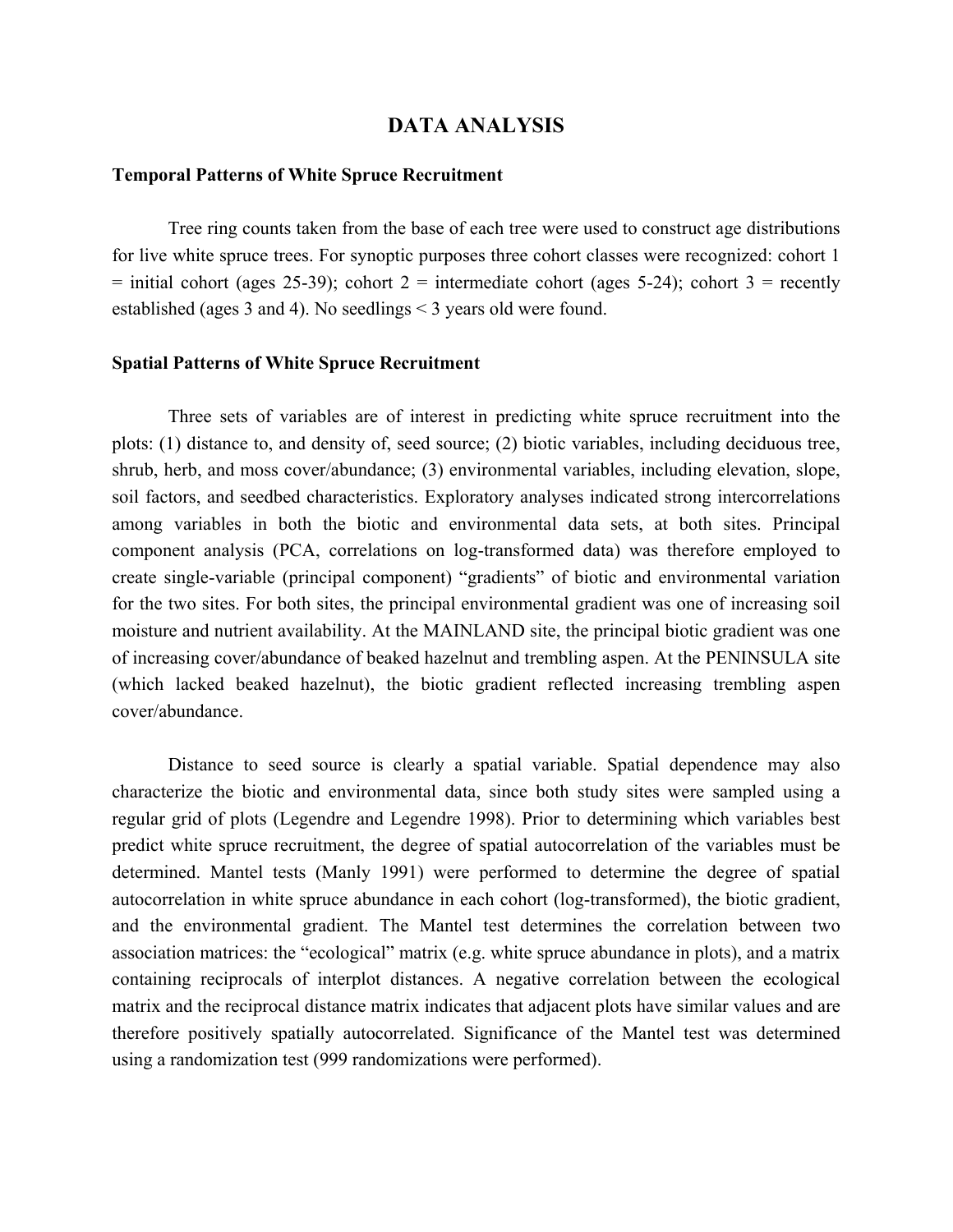## DATA ANALYSIS

### Temporal Patterns of White Spruce Recruitment

Tree ring counts taken from the base of each tree were used to construct age distributions for live white spruce trees. For synoptic purposes three cohort classes were recognized: cohort 1 = initial cohort (ages 25-39); cohort 2 = intermediate cohort (ages 5-24); cohort 3 = recently established (ages 3 and 4). No seedlings < 3 years old were found.

### Spatial Patterns of White Spruce Recruitment

Three sets of variables are of interest in predicting white spruce recruitment into the plots: (1) distance to, and density of, seed source; (2) biotic variables, including deciduous tree, shrub, herb, and moss cover/abundance; (3) environmental variables, including elevation, slope, soil factors, and seedbed characteristics. Exploratory analyses indicated strong intercorrelations among variables in both the biotic and environmental data sets, at both sites. Principal component analysis (PCA, correlations on log-transformed data) was therefore employed to create single-variable (principal component) "gradients" of biotic and environmental variation for the two sites. For both sites, the principal environmental gradient was one of increasing soil moisture and nutrient availability. At the MAINLAND site, the principal biotic gradient was one of increasing cover/abundance of beaked hazelnut and trembling aspen. At the PENINSULA site (which lacked beaked hazelnut), the biotic gradient reflected increasing trembling aspen cover/abundance.

Distance to seed source is clearly a spatial variable. Spatial dependence may also characterize the biotic and environmental data, since both study sites were sampled using a regular grid of plots (Legendre and Legendre 1998). Prior to determining which variables best predict white spruce recruitment, the degree of spatial autocorrelation of the variables must be determined. Mantel tests (Manly 1991) were performed to determine the degree of spatial autocorrelation in white spruce abundance in each cohort (log-transformed), the biotic gradient, and the environmental gradient. The Mantel test determines the correlation between two association matrices: the "ecological" matrix (e.g. white spruce abundance in plots), and a matrix containing reciprocals of interplot distances. A negative correlation between the ecological matrix and the reciprocal distance matrix indicates that adjacent plots have similar values and are therefore positively spatially autocorrelated. Significance of the Mantel test was determined using a randomization test (999 randomizations were performed).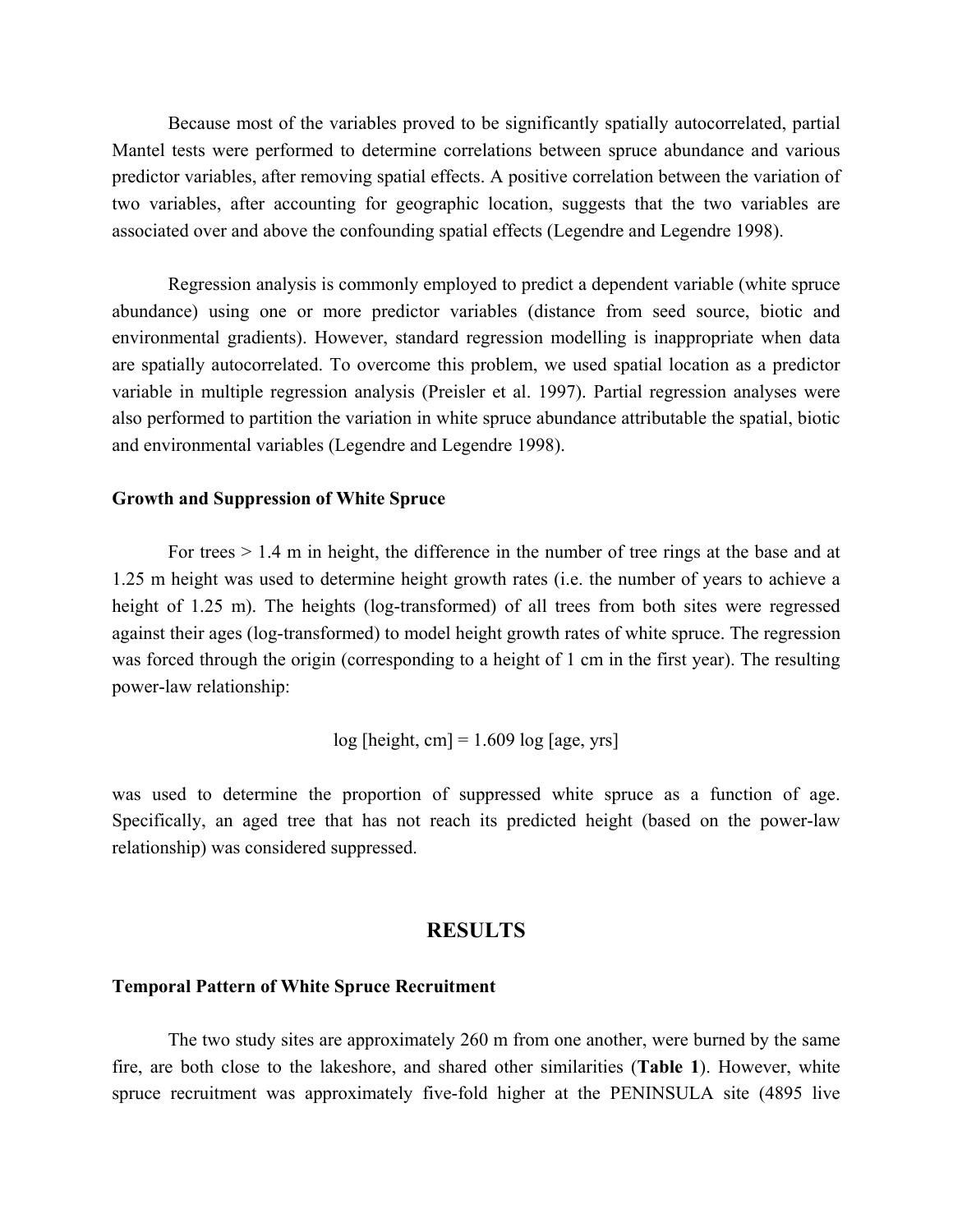Because most of the variables proved to be significantly spatially autocorrelated, partial Mantel tests were performed to determine correlations between spruce abundance and various predictor variables, after removing spatial effects. A positive correlation between the variation of two variables, after accounting for geographic location, suggests that the two variables are associated over and above the confounding spatial effects (Legendre and Legendre 1998).

Regression analysis is commonly employed to predict a dependent variable (white spruce abundance) using one or more predictor variables (distance from seed source, biotic and environmental gradients). However, standard regression modelling is inappropriate when data are spatially autocorrelated. To overcome this problem, we used spatial location as a predictor variable in multiple regression analysis (Preisler et al. 1997). Partial regression analyses were also performed to partition the variation in white spruce abundance attributable the spatial, biotic and environmental variables (Legendre and Legendre 1998).

### Growth and Suppression of White Spruce

For trees > 1.4 m in height, the difference in the number of tree rings at the base and at 1.25 m height was used to determine height growth rates (i.e. the number of years to achieve a height of 1.25 m). The heights (log-transformed) of all trees from both sites were regressed against their ages (log-transformed) to model height growth rates of white spruce. The regression was forced through the origin (corresponding to a height of 1 cm in the first year). The resulting power-law relationship:

$$\log [\text{height, cm}] = 1.609 \log [\text{age, yrs}]$$

was used to determine the proportion of suppressed white spruce as a function of age. Specifically, an aged tree that has not reach its predicted height (based on the power-law relationship) was considered suppressed.

## RESULTS

### Temporal Pattern of White Spruce Recruitment

The two study sites are approximately 260 m from one another, were burned by the same fire, are both close to the lakeshore, and shared other similarities (**Table 1**). However, white spruce recruitment was approximately five-fold higher at the PENINSULA site (4895 live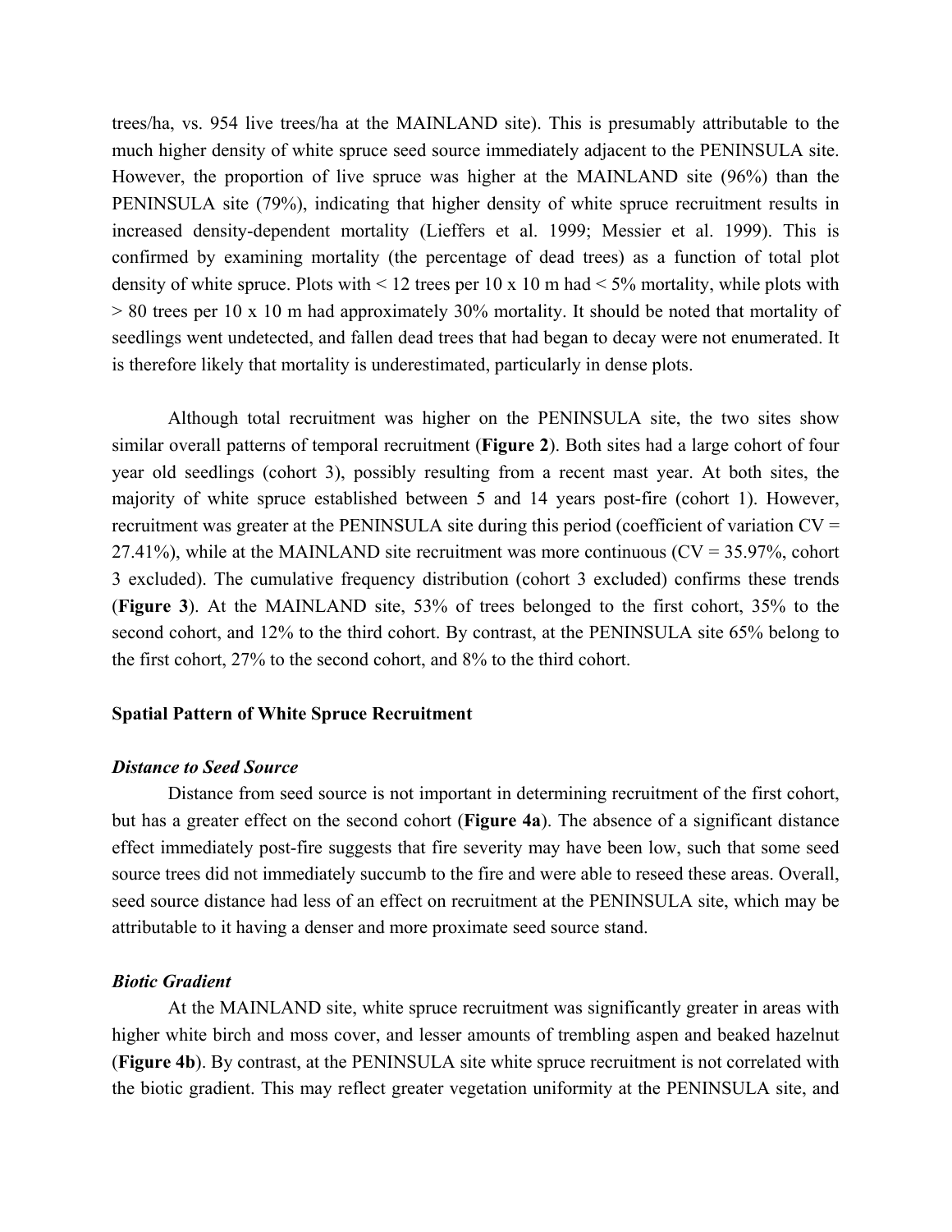trees/ha, vs. 954 live trees/ha at the MAINLAND site). This is presumably attributable to the much higher density of white spruce seed source immediately adjacent to the PENINSULA site. However, the proportion of live spruce was higher at the MAINLAND site (96%) than the PENINSULA site (79%), indicating that higher density of white spruce recruitment results in increased density-dependent mortality (Lieffers et al. 1999; Messier et al. 1999). This is confirmed by examining mortality (the percentage of dead trees) as a function of total plot density of white spruce. Plots with < 12 trees per 10 x 10 m had < 5% mortality, while plots with > 80 trees per 10 x 10 m had approximately 30% mortality. It should be noted that mortality of seedlings went undetected, and fallen dead trees that had began to decay were not enumerated. It is therefore likely that mortality is underestimated, particularly in dense plots.

Although total recruitment was higher on the PENINSULA site, the two sites show similar overall patterns of temporal recruitment (**Figure 2**). Both sites had a large cohort of four year old seedlings (cohort 3), possibly resulting from a recent mast year. At both sites, the majority of white spruce established between 5 and 14 years post-fire (cohort 1). However, recruitment was greater at the PENINSULA site during this period (coefficient of variation CV = 27.41%), while at the MAINLAND site recruitment was more continuous (CV = 35.97%, cohort 3 excluded). The cumulative frequency distribution (cohort 3 excluded) confirms these trends (**Figure 3**). At the MAINLAND site, 53% of trees belonged to the first cohort, 35% to the second cohort, and 12% to the third cohort. By contrast, at the PENINSULA site 65% belong to the first cohort, 27% to the second cohort, and 8% to the third cohort.

## Spatial Pattern of White Spruce Recruitment

### *Distance to Seed Source*

Distance from seed source is not important in determining recruitment of the first cohort, but has a greater effect on the second cohort (**Figure 4a**). The absence of a significant distance effect immediately post-fire suggests that fire severity may have been low, such that some seed source trees did not immediately succumb to the fire and were able to reseed these areas. Overall, seed source distance had less of an effect on recruitment at the PENINSULA site, which may be attributable to it having a denser and more proximate seed source stand.

### *Biotic Gradient*

At the MAINLAND site, white spruce recruitment was significantly greater in areas with higher white birch and moss cover, and lesser amounts of trembling aspen and beaked hazelnut (**Figure 4b**). By contrast, at the PENINSULA site white spruce recruitment is not correlated with the biotic gradient. This may reflect greater vegetation uniformity at the PENINSULA site, and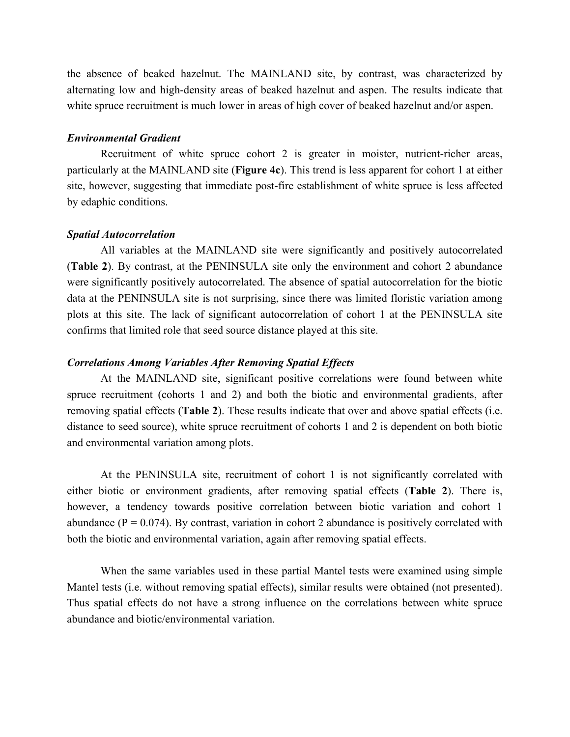the absence of beaked hazelnut. The MAINLAND site, by contrast, was characterized by alternating low and high-density areas of beaked hazelnut and aspen. The results indicate that white spruce recruitment is much lower in areas of high cover of beaked hazelnut and/or aspen.

### *Environmental Gradient*

Recruitment of white spruce cohort 2 is greater in moister, nutrient-richer areas, particularly at the MAINLAND site (**Figure 4c**). This trend is less apparent for cohort 1 at either site, however, suggesting that immediate post-fire establishment of white spruce is less affected by edaphic conditions.

### *Spatial Autocorrelation*

All variables at the MAINLAND site were significantly and positively autocorrelated (**Table 2**). By contrast, at the PENINSULA site only the environment and cohort 2 abundance were significantly positively autocorrelated. The absence of spatial autocorrelation for the biotic data at the PENINSULA site is not surprising, since there was limited floristic variation among plots at this site. The lack of significant autocorrelation of cohort 1 at the PENINSULA site confirms that limited role that seed source distance played at this site.

### *Correlations Among Variables After Removing Spatial Effects*

At the MAINLAND site, significant positive correlations were found between white spruce recruitment (cohorts 1 and 2) and both the biotic and environmental gradients, after removing spatial effects (**Table 2**). These results indicate that over and above spatial effects (i.e. distance to seed source), white spruce recruitment of cohorts 1 and 2 is dependent on both biotic and environmental variation among plots.

At the PENINSULA site, recruitment of cohort 1 is not significantly correlated with either biotic or environment gradients, after removing spatial effects (**Table 2**). There is, however, a tendency towards positive correlation between biotic variation and cohort 1 abundance ($P = 0.074$). By contrast, variation in cohort 2 abundance is positively correlated with both the biotic and environmental variation, again after removing spatial effects.

When the same variables used in these partial Mantel tests were examined using simple Mantel tests (i.e. without removing spatial effects), similar results were obtained (not presented). Thus spatial effects do not have a strong influence on the correlations between white spruce abundance and biotic/environmental variation.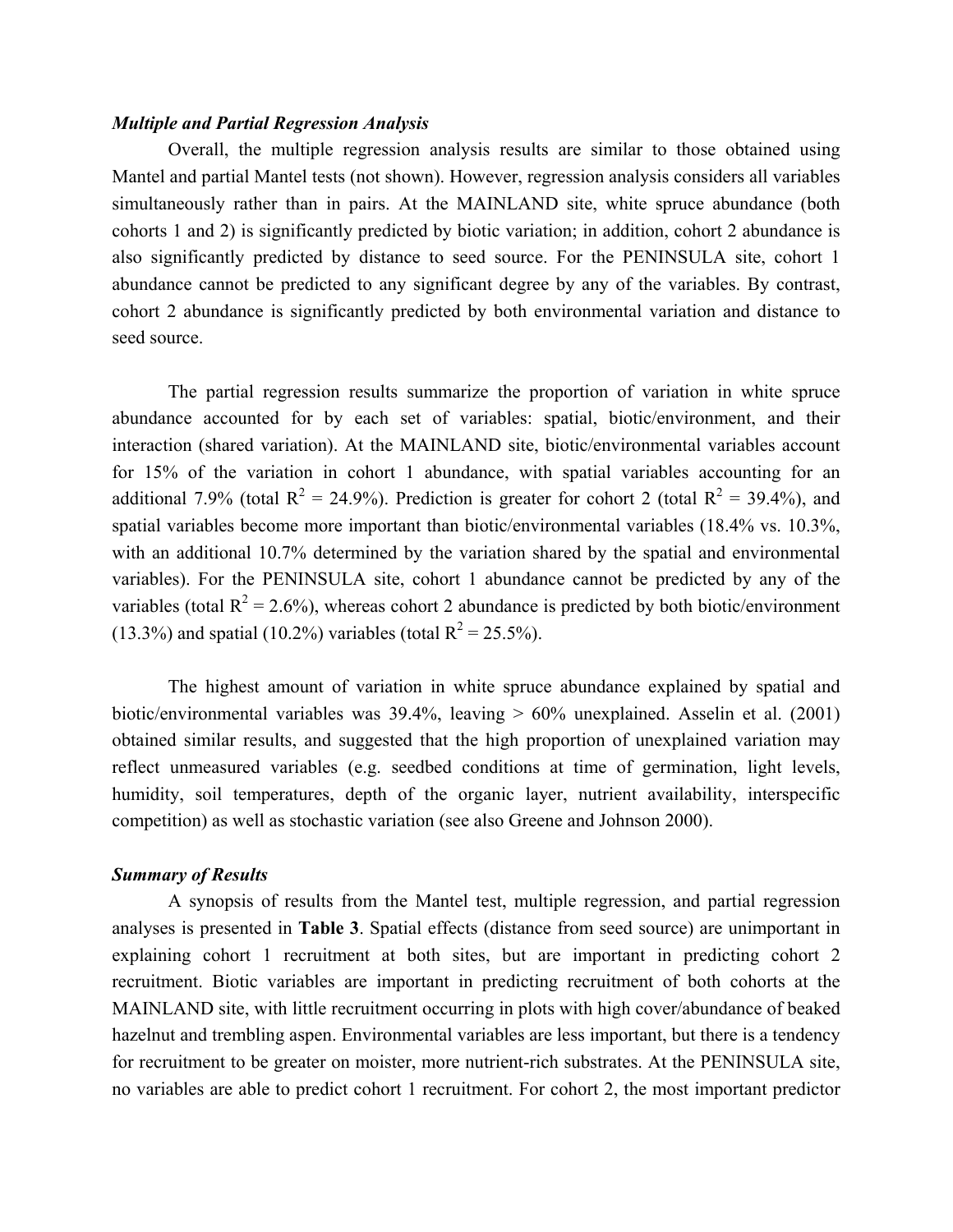### *Multiple and Partial Regression Analysis*

Overall, the multiple regression analysis results are similar to those obtained using Mantel and partial Mantel tests (not shown). However, regression analysis considers all variables simultaneously rather than in pairs. At the MAINLAND site, white spruce abundance (both cohorts 1 and 2) is significantly predicted by biotic variation; in addition, cohort 2 abundance is also significantly predicted by distance to seed source. For the PENINSULA site, cohort 1 abundance cannot be predicted to any significant degree by any of the variables. By contrast, cohort 2 abundance is significantly predicted by both environmental variation and distance to seed source.

The partial regression results summarize the proportion of variation in white spruce abundance accounted for by each set of variables: spatial, biotic/environment, and their interaction (shared variation). At the MAINLAND site, biotic/environmental variables account for 15% of the variation in cohort 1 abundance, with spatial variables accounting for an additional 7.9% (total $R^2$ = 24.9%). Prediction is greater for cohort 2 (total $R^2$ = 39.4%), and spatial variables become more important than biotic/environmental variables (18.4% vs. 10.3%, with an additional 10.7% determined by the variation shared by the spatial and environmental variables). For the PENINSULA site, cohort 1 abundance cannot be predicted by any of the variables (total $R^2$ = 2.6%), whereas cohort 2 abundance is predicted by both biotic/environment (13.3%) and spatial (10.2%) variables (total $R^2$ = 25.5%).

The highest amount of variation in white spruce abundance explained by spatial and biotic/environmental variables was 39.4%, leaving > 60% unexplained. Asselin et al. (2001) obtained similar results, and suggested that the high proportion of unexplained variation may reflect unmeasured variables (e.g. seedbed conditions at time of germination, light levels, humidity, soil temperatures, depth of the organic layer, nutrient availability, interspecific competition) as well as stochastic variation (see also Greene and Johnson 2000).

### *Summary of Results*

A synopsis of results from the Mantel test, multiple regression, and partial regression analyses is presented in **Table 3**. Spatial effects (distance from seed source) are unimportant in explaining cohort 1 recruitment at both sites, but are important in predicting cohort 2 recruitment. Biotic variables are important in predicting recruitment of both cohorts at the MAINLAND site, with little recruitment occurring in plots with high cover/abundance of beaked hazelnut and trembling aspen. Environmental variables are less important, but there is a tendency for recruitment to be greater on moister, more nutrient-rich substrates. At the PENINSULA site, no variables are able to predict cohort 1 recruitment. For cohort 2, the most important predictor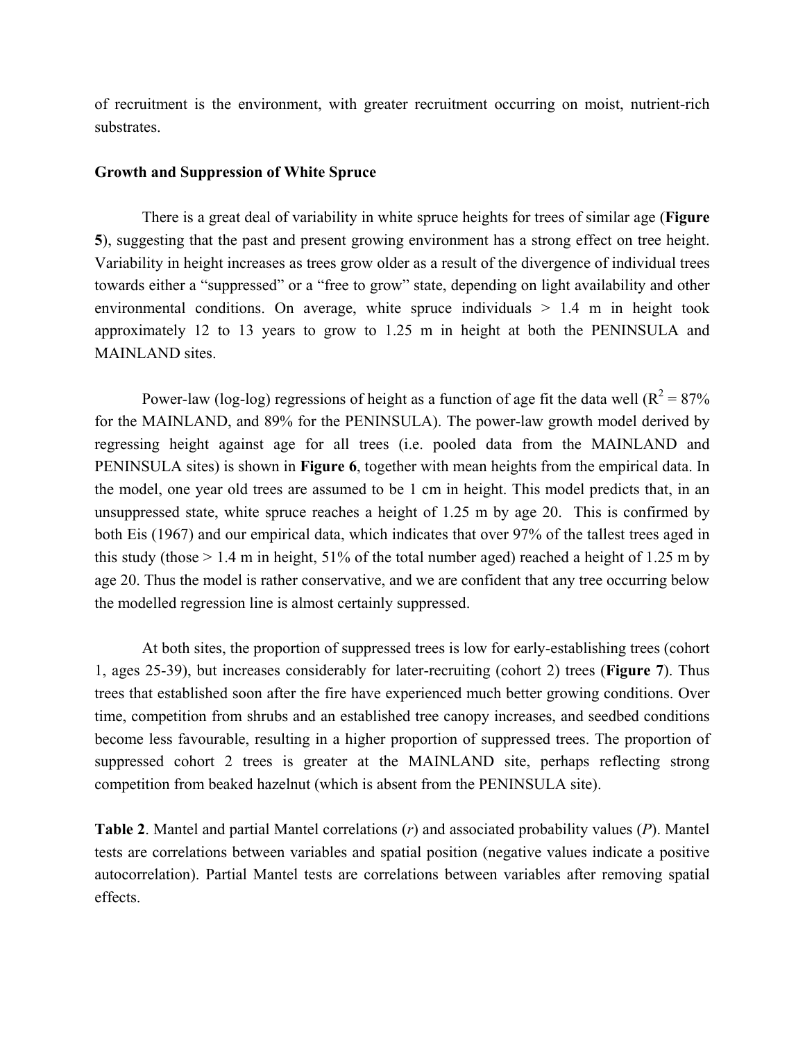of recruitment is the environment, with greater recruitment occurring on moist, nutrient-rich substrates.

### Growth and Suppression of White Spruce

There is a great deal of variability in white spruce heights for trees of similar age (**Figure 5**), suggesting that the past and present growing environment has a strong effect on tree height. Variability in height increases as trees grow older as a result of the divergence of individual trees towards either a "suppressed" or a "free to grow" state, depending on light availability and other environmental conditions. On average, white spruce individuals > 1.4 m in height took approximately 12 to 13 years to grow to 1.25 m in height at both the PENINSULA and MAINLAND sites.

Power-law (log-log) regressions of height as a function of age fit the data well ($R^2$ = 87% for the MAINLAND, and 89% for the PENINSULA). The power-law growth model derived by regressing height against age for all trees (i.e. pooled data from the MAINLAND and PENINSULA sites) is shown in **Figure 6**, together with mean heights from the empirical data. In the model, one year old trees are assumed to be 1 cm in height. This model predicts that, in an unsuppressed state, white spruce reaches a height of 1.25 m by age 20. This is confirmed by both Eis (1967) and our empirical data, which indicates that over 97% of the tallest trees aged in this study (those > 1.4 m in height, 51% of the total number aged) reached a height of 1.25 m by age 20. Thus the model is rather conservative, and we are confident that any tree occurring below the modelled regression line is almost certainly suppressed.

At both sites, the proportion of suppressed trees is low for early-establishing trees (cohort 1, ages 25-39), but increases considerably for later-recruiting (cohort 2) trees (**Figure 7**). Thus trees that established soon after the fire have experienced much better growing conditions. Over time, competition from shrubs and an established tree canopy increases, and seedbed conditions become less favourable, resulting in a higher proportion of suppressed trees. The proportion of suppressed cohort 2 trees is greater at the MAINLAND site, perhaps reflecting strong competition from beaked hazelnut (which is absent from the PENINSULA site).

**Table 2**. Mantel and partial Mantel correlations (*r*) and associated probability values (*P*). Mantel tests are correlations between variables and spatial position (negative values indicate a positive autocorrelation). Partial Mantel tests are correlations between variables after removing spatial effects.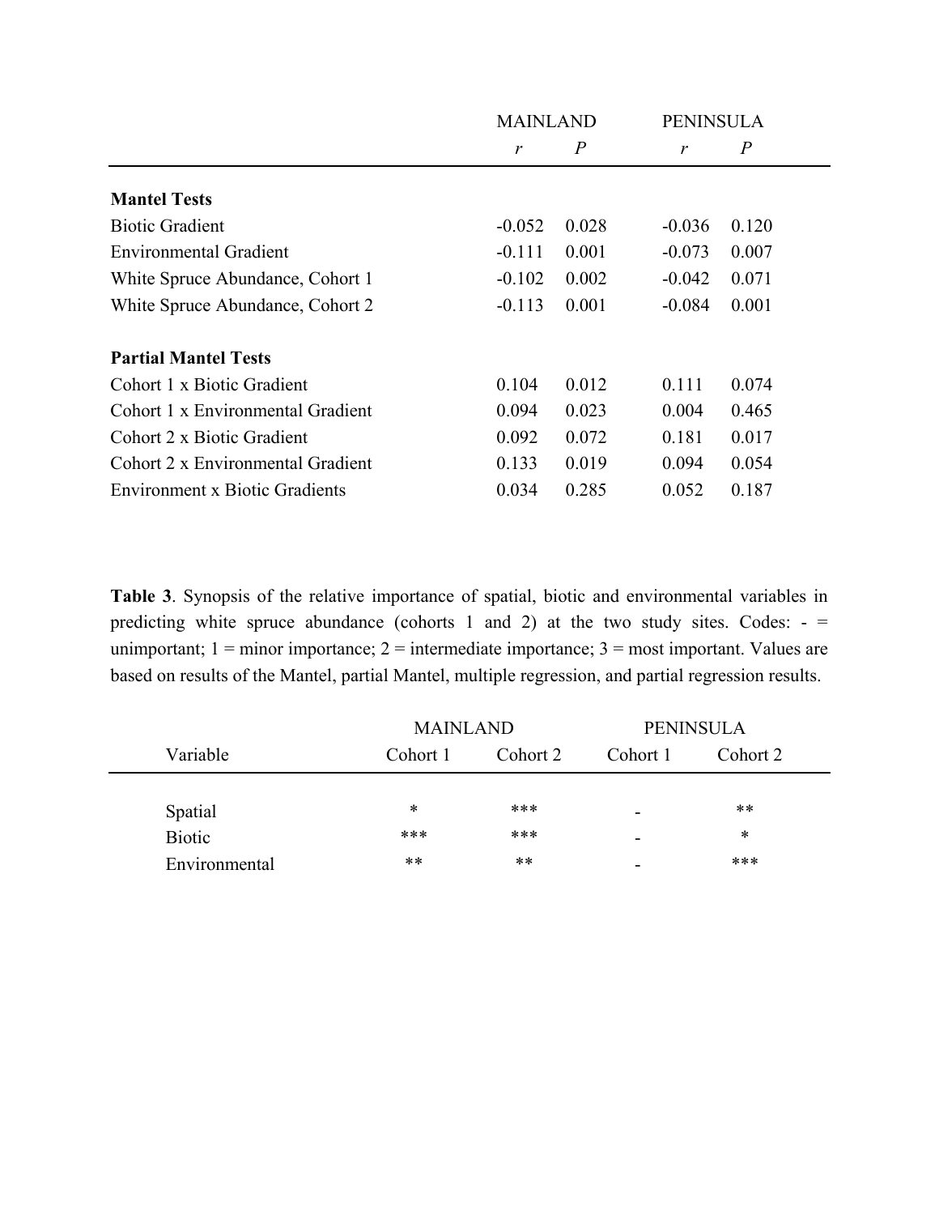| | MAINLAND | | PENINSULA | |
|---|---|---|---|---|
| | *r* | *P* | *r* | *P* |
| **Mantel Tests** | | | | |
| Biotic Gradient | -0.052 | 0.028 | -0.036 | 0.120 |
| Environmental Gradient | -0.111 | 0.001 | -0.073 | 0.007 |
| White Spruce Abundance, Cohort 1 | -0.102 | 0.002 | -0.042 | 0.071 |
| White Spruce Abundance, Cohort 2 | -0.113 | 0.001 | -0.084 | 0.001 |
| **Partial Mantel Tests** | | | | |
| Cohort 1 x Biotic Gradient | 0.104 | 0.012 | 0.111 | 0.074 |
| Cohort 1 x Environmental Gradient | 0.094 | 0.023 | 0.004 | 0.465 |
| Cohort 2 x Biotic Gradient | 0.092 | 0.072 | 0.181 | 0.017 |
| Cohort 2 x Environmental Gradient | 0.133 | 0.019 | 0.094 | 0.054 |
| Environment x Biotic Gradients | 0.034 | 0.285 | 0.052 | 0.187 |

**Table 3**. Synopsis of the relative importance of spatial, biotic and environmental variables in predicting white spruce abundance (cohorts 1 and 2) at the two study sites. Codes: - = unimportant; 1 = minor importance; 2 = intermediate importance; 3 = most important. Values are based on results of the Mantel, partial Mantel, multiple regression, and partial regression results.

| | MAINLAND | | PENINSULA | |
|---|---|---|---|---|
| Variable | Cohort 1 | Cohort 2 | Cohort 1 | Cohort 2 |
| Spatial | * | *** | - | ** |
| Biotic | *** | *** | - | * |
| Environmental | ** | ** | - | *** |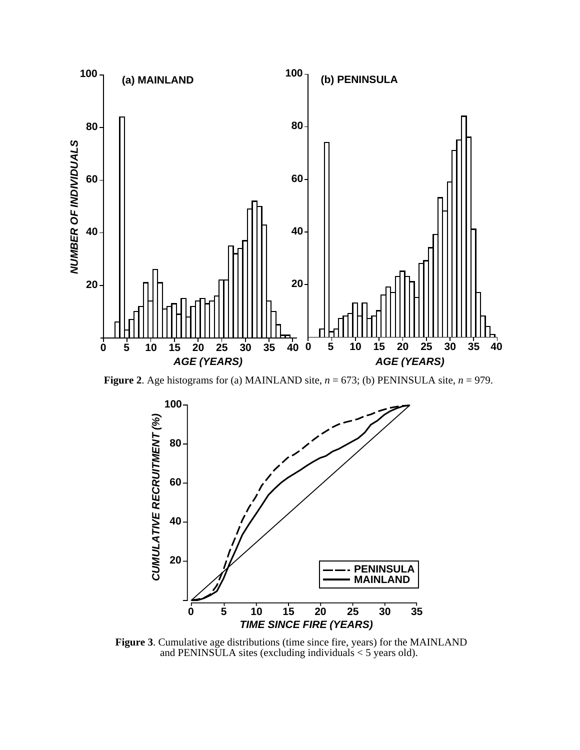(a) MAINLAND

(b) PENINSULA

NUMBER OF INDIVIDUALS

100

80

60

40

20

0 5 10 15 20 25 30 35 40

AGE (YEARS)

**Figure 2**. Age histograms for (a) MAINLAND site, *n* = 673; (b) PENINSULA site, *n* = 979.

CUMULATIVE RECRUITMENT (%)

100

80

60

40

20

0 5 10 15 20 25 30 35

TIME SINCE FIRE (YEARS)

PENINSULA

MAINLAND

**Figure 3**. Cumulative age distributions (time since fire, years) for the MAINLAND and PENINSULA sites (excluding individuals < 5 years old).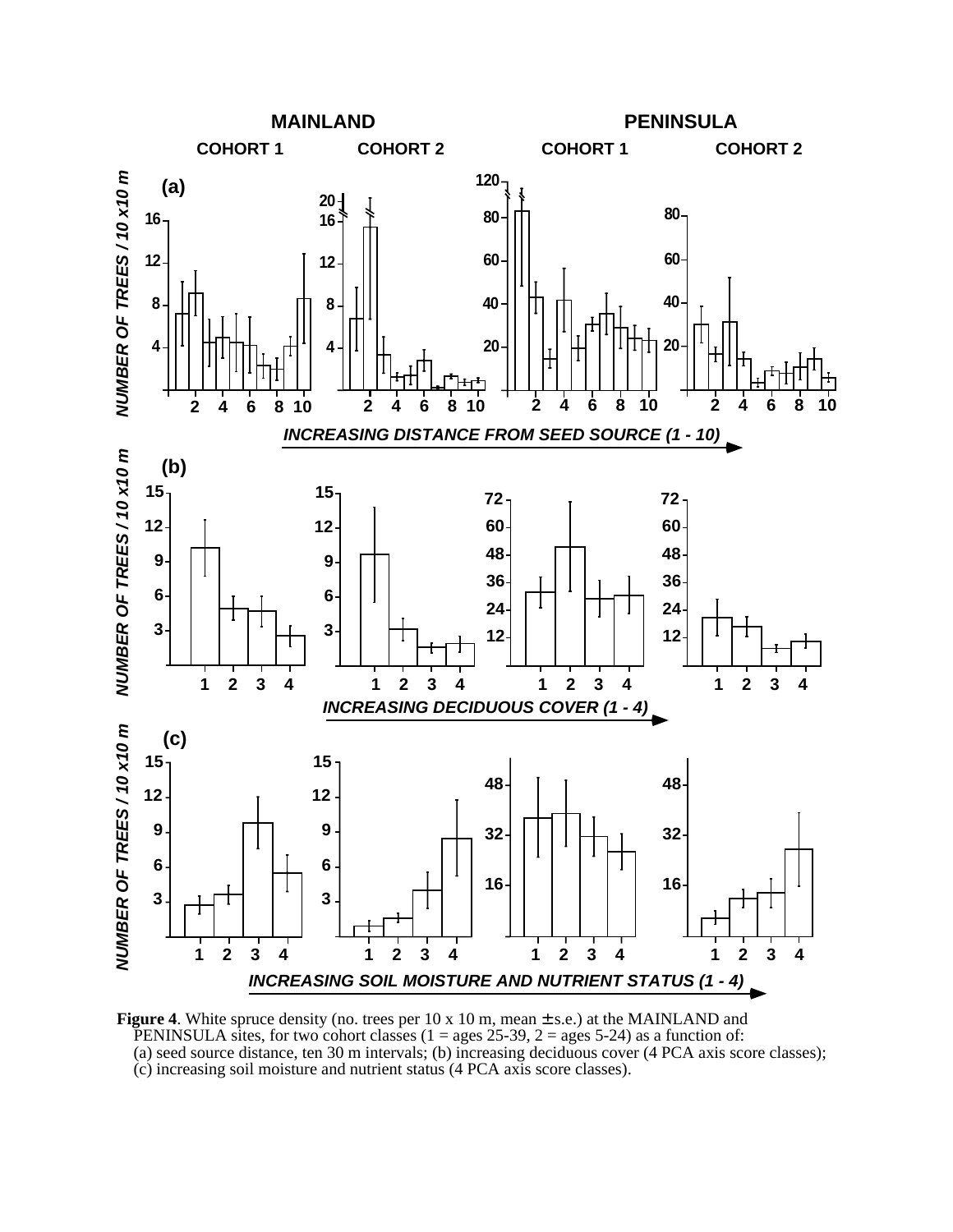MAINLAND

PENINSULA

COHORT 1

COHORT 2

COHORT 1

COHORT 2

(a)

NUMBER OF TREES / 10 x10 m

16

12

8

4

2 4 6 8 10

20

16

12

8

4

2 4 6 8 10

120

80

60

40

20

2 4 6 8 10

80

60

40

20

2 4 6 8 10

INCREASING DISTANCE FROM SEED SOURCE (1 - 10)

(b)

NUMBER OF TREES / 10 x10 m

15

12

9

6

3

1 2 3 4

15

12

9

6

3

1 2 3 4

72

60

48

36

24

12

1 2 3 4

72

60

48

36

24

12

1 2 3 4

INCREASING DECIDUOUS COVER (1 - 4)

(c)

NUMBER OF TREES / 10 x10 m

15

12

9

6

3

1 2 3 4

15

12

9

6

3

1 2 3 4

48

32

16

1 2 3 4

48

32

16

1 2 3 4

INCREASING SOIL MOISTURE AND NUTRIENT STATUS (1 - 4)

**Figure 4**. White spruce density (no. trees per 10 x 10 m, mean ± s.e.) at the MAINLAND and PENINSULA sites, for two cohort classes (1 = ages 25-39, 2 = ages 5-24) as a function of: (a) seed source distance, ten 30 m intervals; (b) increasing deciduous cover (4 PCA axis score classes); (c) increasing soil moisture and nutrient status (4 PCA axis score classes).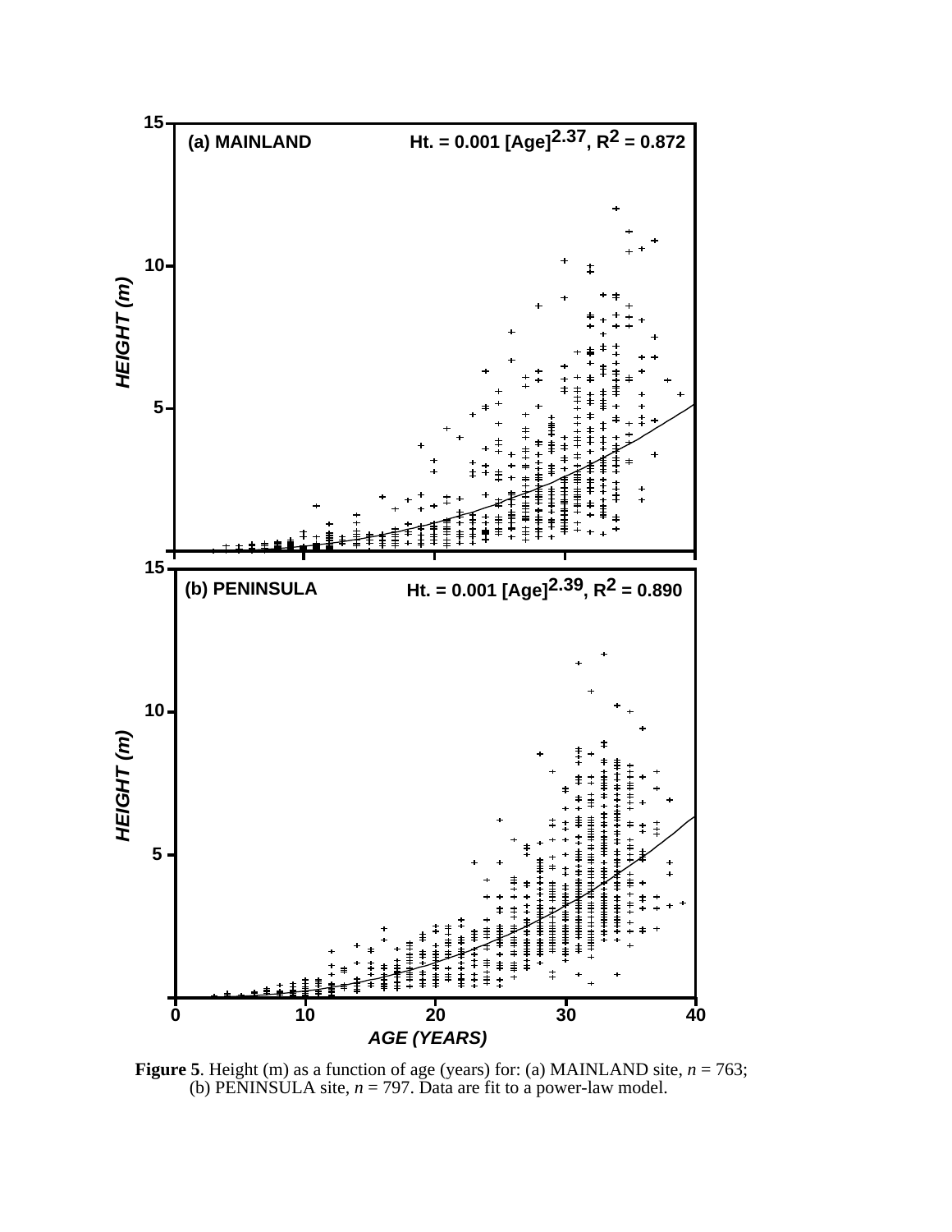(a) MAINLAND

Ht. = 0.001 [Age]$^{2.37}$, $R^2$ = 0.872

(b) PENINSULA

Ht. = 0.001 [Age]$^{2.39}$, $R^2$ = 0.890

HEIGHT (m)

15

10

5

HEIGHT (m)

15

10

5

0 10 20 30 40

AGE (YEARS)

**Figure 5**. Height (m) as a function of age (years) for: (a) MAINLAND site, $n$ = 763; (b) PENINSULA site, $n$ = 797. Data are fit to a power-law model.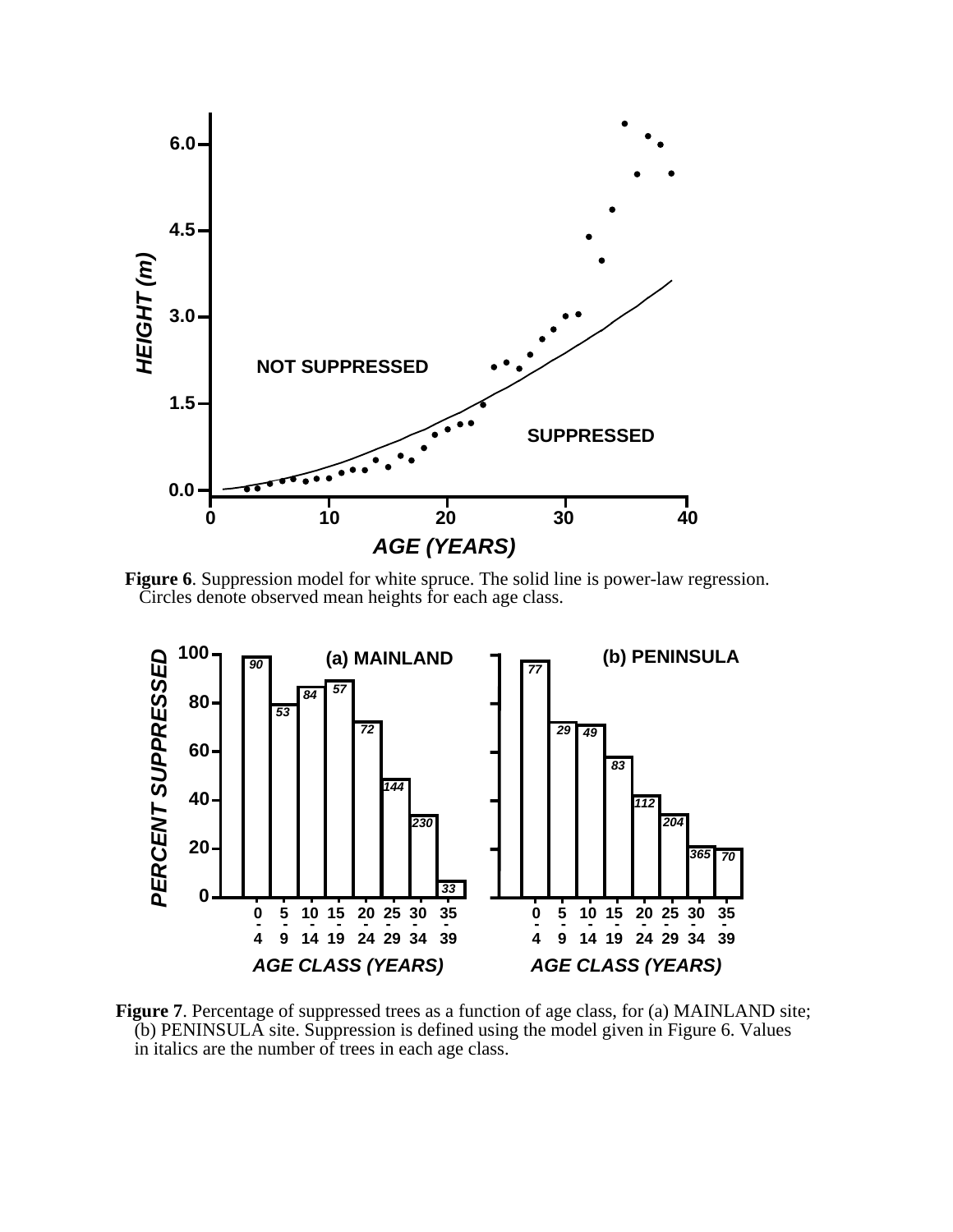HEIGHT (m)

6.0

4.5

3.0

1.5

0.0

0

10

20

30

40

AGE (YEARS)

NOT SUPPRESSED

SUPPRESSED

**Figure 6**. Suppression model for white spruce. The solid line is power-law regression. Circles denote observed mean heights for each age class.

PERCENT SUPPRESSED

100

80

60

40

20

0

(a) MAINLAND

90 53 84 57 72 144 230 33

(b) PENINSULA

77 29 49 83 112 204 365 70

0-4 5-9 10-14 15-19 20-24 25-29 30-34 35-39

AGE CLASS (YEARS)

0-4 5-9 10-14 15-19 20-24 25-29 30-34 35-39

AGE CLASS (YEARS)

**Figure 7**. Percentage of suppressed trees as a function of age class, for (a) MAINLAND site; (b) PENINSULA site. Suppression is defined using the model given in Figure 6. Values in italics are the number of trees in each age class.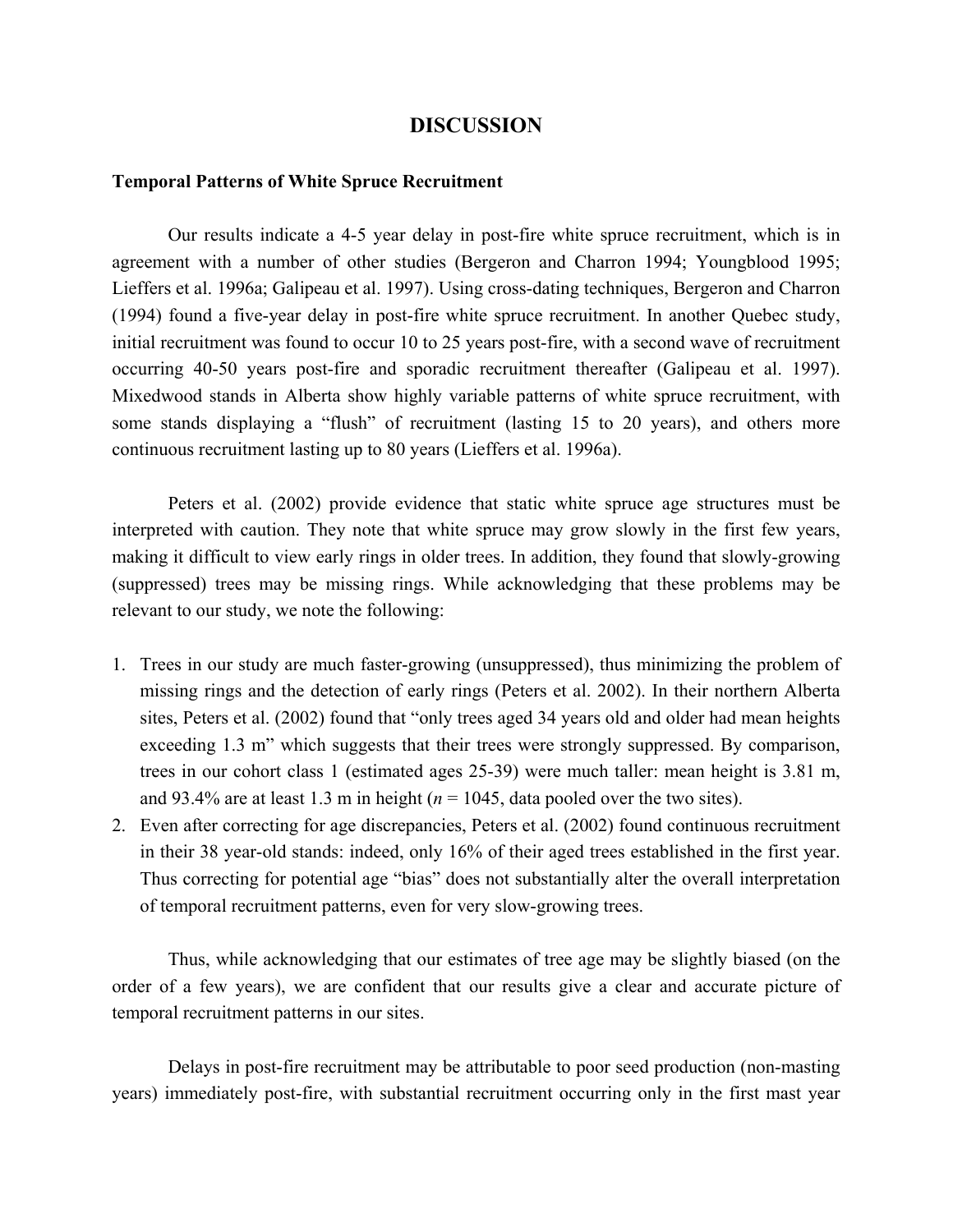# DISCUSSION

**Temporal Patterns of White Spruce Recruitment**

Our results indicate a 4-5 year delay in post-fire white spruce recruitment, which is in agreement with a number of other studies (Bergeron and Charron 1994; Youngblood 1995; Lieffers et al. 1996a; Galipeau et al. 1997). Using cross-dating techniques, Bergeron and Charron (1994) found a five-year delay in post-fire white spruce recruitment. In another Quebec study, initial recruitment was found to occur 10 to 25 years post-fire, with a second wave of recruitment occurring 40-50 years post-fire and sporadic recruitment thereafter (Galipeau et al. 1997). Mixedwood stands in Alberta show highly variable patterns of white spruce recruitment, with some stands displaying a "flush" of recruitment (lasting 15 to 20 years), and others more continuous recruitment lasting up to 80 years (Lieffers et al. 1996a).

Peters et al. (2002) provide evidence that static white spruce age structures must be interpreted with caution. They note that white spruce may grow slowly in the first few years, making it difficult to view early rings in older trees. In addition, they found that slowly-growing (suppressed) trees may be missing rings. While acknowledging that these problems may be relevant to our study, we note the following:

1. Trees in our study are much faster-growing (unsuppressed), thus minimizing the problem of missing rings and the detection of early rings (Peters et al. 2002). In their northern Alberta sites, Peters et al. (2002) found that "only trees aged 34 years old and older had mean heights exceeding 1.3 m" which suggests that their trees were strongly suppressed. By comparison, trees in our cohort class 1 (estimated ages 25-39) were much taller: mean height is 3.81 m, and 93.4% are at least 1.3 m in height (*n* = 1045, data pooled over the two sites).
2. Even after correcting for age discrepancies, Peters et al. (2002) found continuous recruitment in their 38 year-old stands: indeed, only 16% of their aged trees established in the first year. Thus correcting for potential age "bias" does not substantially alter the overall interpretation of temporal recruitment patterns, even for very slow-growing trees.

Thus, while acknowledging that our estimates of tree age may be slightly biased (on the order of a few years), we are confident that our results give a clear and accurate picture of temporal recruitment patterns in our sites.

Delays in post-fire recruitment may be attributable to poor seed production (non-masting years) immediately post-fire, with substantial recruitment occurring only in the first mast year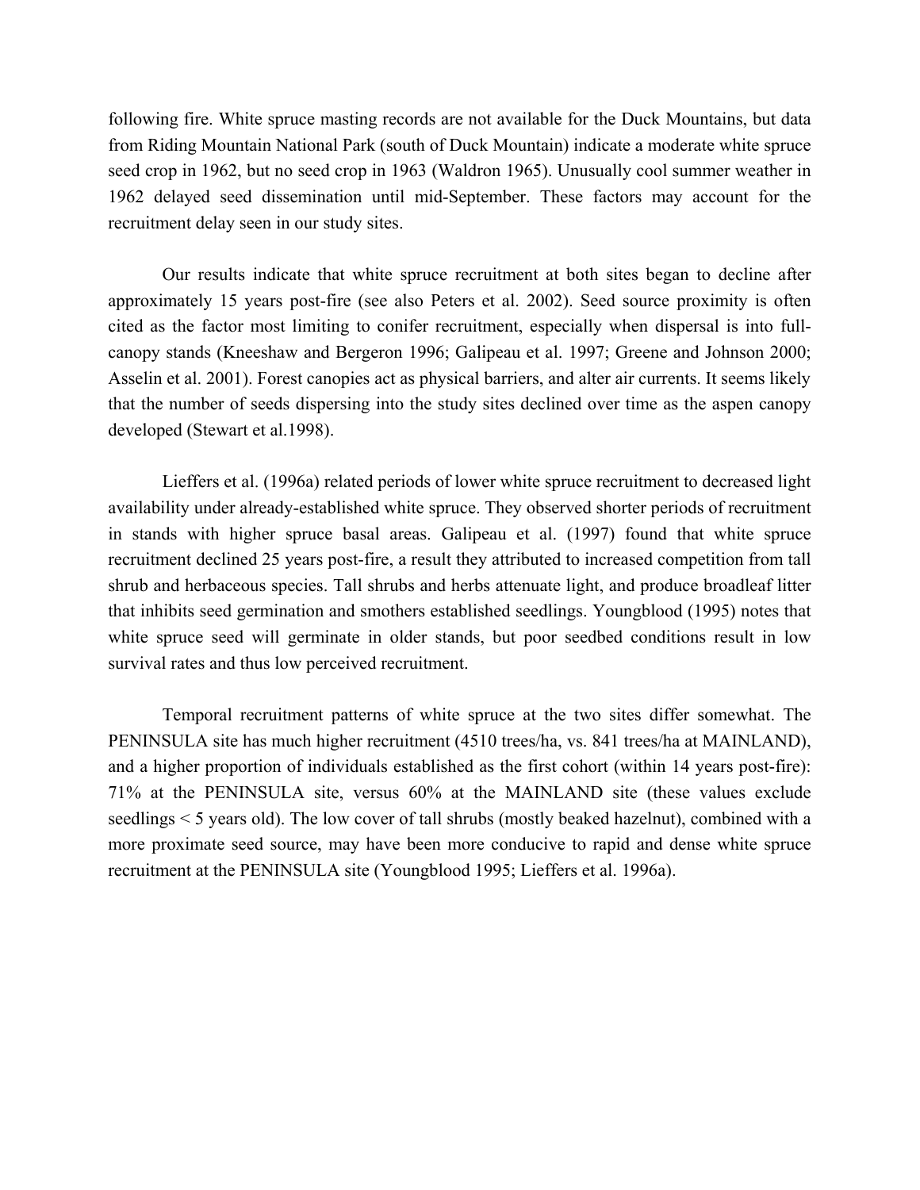following fire. White spruce masting records are not available for the Duck Mountains, but data from Riding Mountain National Park (south of Duck Mountain) indicate a moderate white spruce seed crop in 1962, but no seed crop in 1963 (Waldron 1965). Unusually cool summer weather in 1962 delayed seed dissemination until mid-September. These factors may account for the recruitment delay seen in our study sites.

Our results indicate that white spruce recruitment at both sites began to decline after approximately 15 years post-fire (see also Peters et al. 2002). Seed source proximity is often cited as the factor most limiting to conifer recruitment, especially when dispersal is into full-canopy stands (Kneeshaw and Bergeron 1996; Galipeau et al. 1997; Greene and Johnson 2000; Asselin et al. 2001). Forest canopies act as physical barriers, and alter air currents. It seems likely that the number of seeds dispersing into the study sites declined over time as the aspen canopy developed (Stewart et al.1998).

Lieffers et al. (1996a) related periods of lower white spruce recruitment to decreased light availability under already-established white spruce. They observed shorter periods of recruitment in stands with higher spruce basal areas. Galipeau et al. (1997) found that white spruce recruitment declined 25 years post-fire, a result they attributed to increased competition from tall shrub and herbaceous species. Tall shrubs and herbs attenuate light, and produce broadleaf litter that inhibits seed germination and smothers established seedlings. Youngblood (1995) notes that white spruce seed will germinate in older stands, but poor seedbed conditions result in low survival rates and thus low perceived recruitment.

Temporal recruitment patterns of white spruce at the two sites differ somewhat. The PENINSULA site has much higher recruitment (4510 trees/ha, vs. 841 trees/ha at MAINLAND), and a higher proportion of individuals established as the first cohort (within 14 years post-fire): 71% at the PENINSULA site, versus 60% at the MAINLAND site (these values exclude seedlings < 5 years old). The low cover of tall shrubs (mostly beaked hazelnut), combined with a more proximate seed source, may have been more conducive to rapid and dense white spruce recruitment at the PENINSULA site (Youngblood 1995; Lieffers et al. 1996a).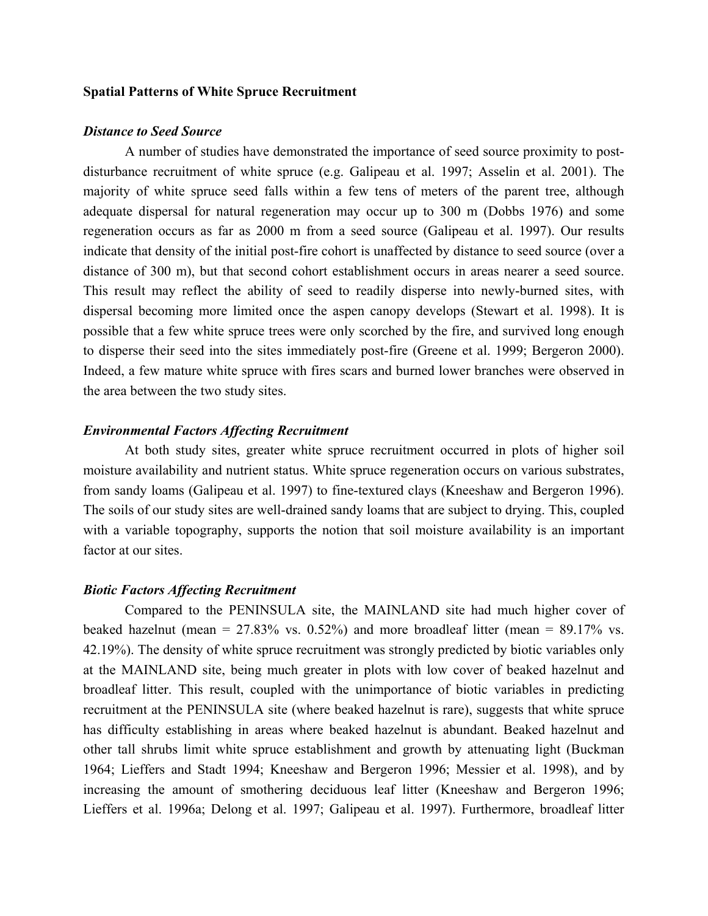**Spatial Patterns of White Spruce Recruitment**

***Distance to Seed Source***

A number of studies have demonstrated the importance of seed source proximity to post-disturbance recruitment of white spruce (e.g. Galipeau et al. 1997; Asselin et al. 2001). The majority of white spruce seed falls within a few tens of meters of the parent tree, although adequate dispersal for natural regeneration may occur up to 300 m (Dobbs 1976) and some regeneration occurs as far as 2000 m from a seed source (Galipeau et al. 1997). Our results indicate that density of the initial post-fire cohort is unaffected by distance to seed source (over a distance of 300 m), but that second cohort establishment occurs in areas nearer a seed source. This result may reflect the ability of seed to readily disperse into newly-burned sites, with dispersal becoming more limited once the aspen canopy develops (Stewart et al. 1998). It is possible that a few white spruce trees were only scorched by the fire, and survived long enough to disperse their seed into the sites immediately post-fire (Greene et al. 1999; Bergeron 2000). Indeed, a few mature white spruce with fires scars and burned lower branches were observed in the area between the two study sites.

***Environmental Factors Affecting Recruitment***

At both study sites, greater white spruce recruitment occurred in plots of higher soil moisture availability and nutrient status. White spruce regeneration occurs on various substrates, from sandy loams (Galipeau et al. 1997) to fine-textured clays (Kneeshaw and Bergeron 1996). The soils of our study sites are well-drained sandy loams that are subject to drying. This, coupled with a variable topography, supports the notion that soil moisture availability is an important factor at our sites.

***Biotic Factors Affecting Recruitment***

Compared to the PENINSULA site, the MAINLAND site had much higher cover of beaked hazelnut (mean = 27.83% vs. 0.52%) and more broadleaf litter (mean = 89.17% vs. 42.19%). The density of white spruce recruitment was strongly predicted by biotic variables only at the MAINLAND site, being much greater in plots with low cover of beaked hazelnut and broadleaf litter. This result, coupled with the unimportance of biotic variables in predicting recruitment at the PENINSULA site (where beaked hazelnut is rare), suggests that white spruce has difficulty establishing in areas where beaked hazelnut is abundant. Beaked hazelnut and other tall shrubs limit white spruce establishment and growth by attenuating light (Buckman 1964; Lieffers and Stadt 1994; Kneeshaw and Bergeron 1996; Messier et al. 1998), and by increasing the amount of smothering deciduous leaf litter (Kneeshaw and Bergeron 1996; Lieffers et al. 1996a; Delong et al. 1997; Galipeau et al. 1997). Furthermore, broadleaf litter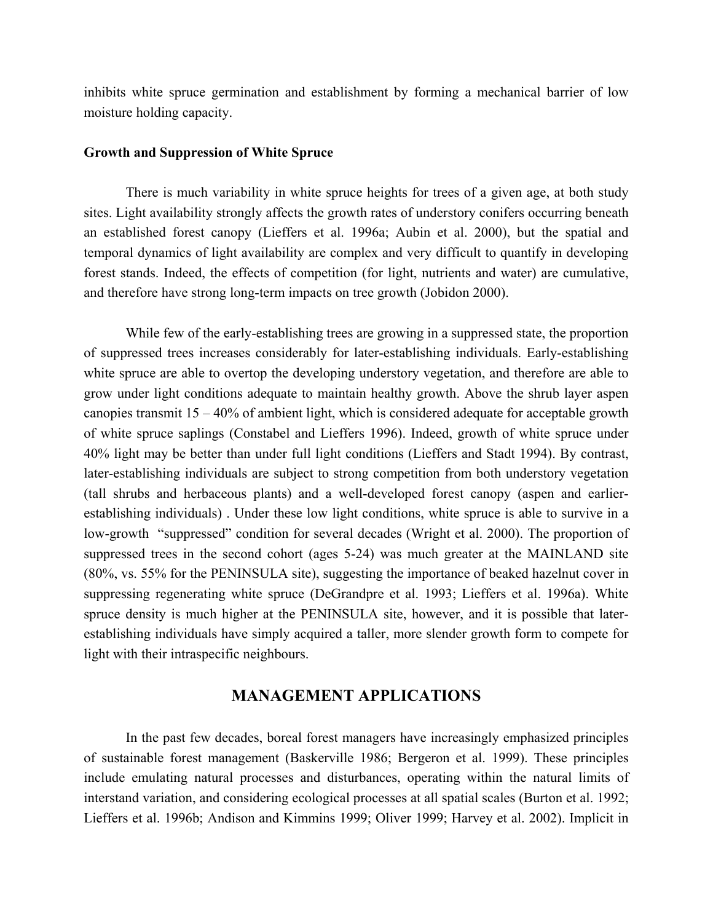inhibits white spruce germination and establishment by forming a mechanical barrier of low moisture holding capacity.

### Growth and Suppression of White Spruce

There is much variability in white spruce heights for trees of a given age, at both study sites. Light availability strongly affects the growth rates of understory conifers occurring beneath an established forest canopy (Lieffers et al. 1996a; Aubin et al. 2000), but the spatial and temporal dynamics of light availability are complex and very difficult to quantify in developing forest stands. Indeed, the effects of competition (for light, nutrients and water) are cumulative, and therefore have strong long-term impacts on tree growth (Jobidon 2000).

While few of the early-establishing trees are growing in a suppressed state, the proportion of suppressed trees increases considerably for later-establishing individuals. Early-establishing white spruce are able to overtop the developing understory vegetation, and therefore are able to grow under light conditions adequate to maintain healthy growth. Above the shrub layer aspen canopies transmit 15 – 40% of ambient light, which is considered adequate for acceptable growth of white spruce saplings (Constabel and Lieffers 1996). Indeed, growth of white spruce under 40% light may be better than under full light conditions (Lieffers and Stadt 1994). By contrast, later-establishing individuals are subject to strong competition from both understory vegetation (tall shrubs and herbaceous plants) and a well-developed forest canopy (aspen and earlier-establishing individuals) . Under these low light conditions, white spruce is able to survive in a low-growth "suppressed" condition for several decades (Wright et al. 2000). The proportion of suppressed trees in the second cohort (ages 5-24) was much greater at the MAINLAND site (80%, vs. 55% for the PENINSULA site), suggesting the importance of beaked hazelnut cover in suppressing regenerating white spruce (DeGrandpre et al. 1993; Lieffers et al. 1996a). White spruce density is much higher at the PENINSULA site, however, and it is possible that later-establishing individuals have simply acquired a taller, more slender growth form to compete for light with their intraspecific neighbours.

## MANAGEMENT APPLICATIONS

In the past few decades, boreal forest managers have increasingly emphasized principles of sustainable forest management (Baskerville 1986; Bergeron et al. 1999). These principles include emulating natural processes and disturbances, operating within the natural limits of interstand variation, and considering ecological processes at all spatial scales (Burton et al. 1992; Lieffers et al. 1996b; Andison and Kimmins 1999; Oliver 1999; Harvey et al. 2002). Implicit in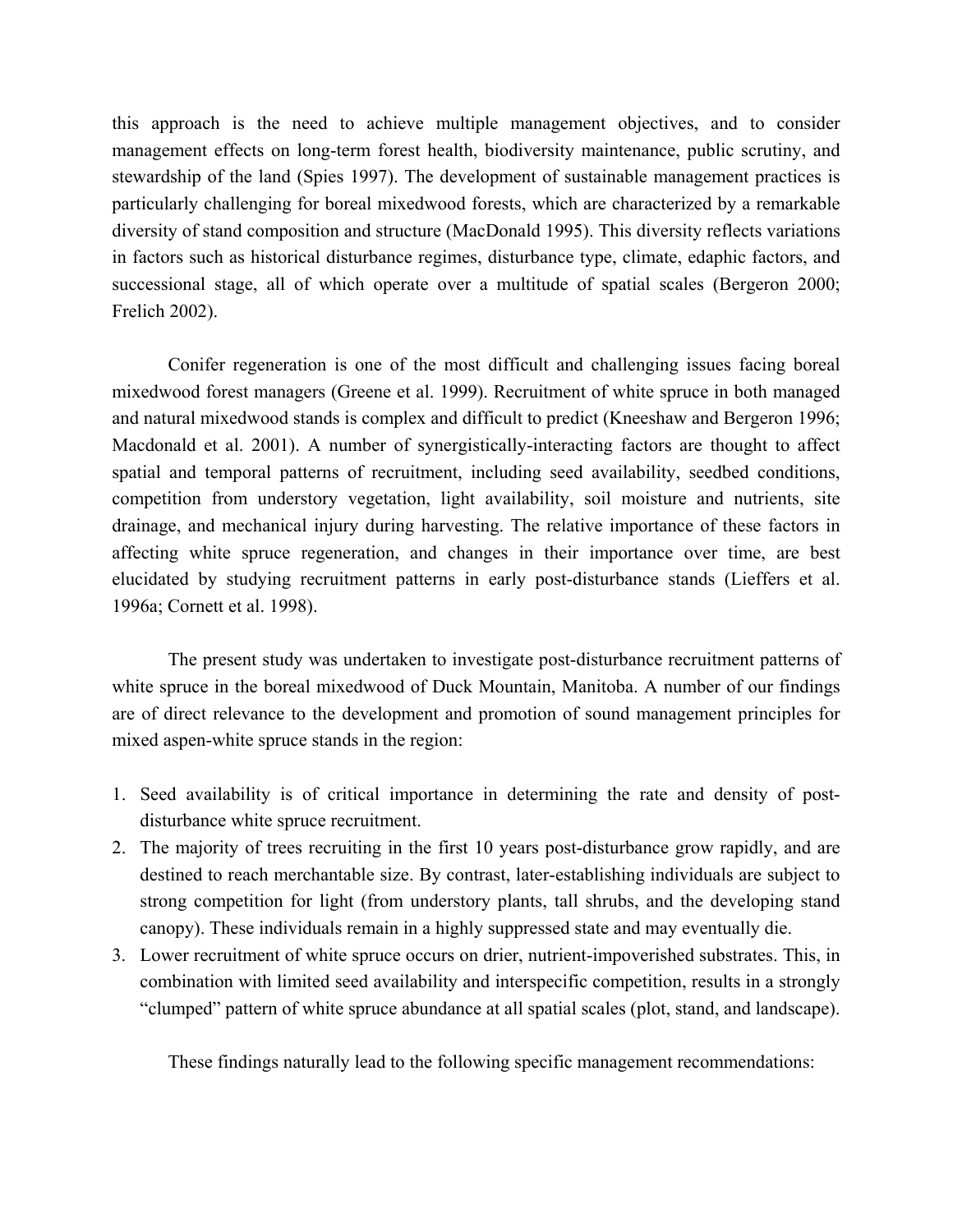this approach is the need to achieve multiple management objectives, and to consider management effects on long-term forest health, biodiversity maintenance, public scrutiny, and stewardship of the land (Spies 1997). The development of sustainable management practices is particularly challenging for boreal mixedwood forests, which are characterized by a remarkable diversity of stand composition and structure (MacDonald 1995). This diversity reflects variations in factors such as historical disturbance regimes, disturbance type, climate, edaphic factors, and successional stage, all of which operate over a multitude of spatial scales (Bergeron 2000; Frelich 2002).

Conifer regeneration is one of the most difficult and challenging issues facing boreal mixedwood forest managers (Greene et al. 1999). Recruitment of white spruce in both managed and natural mixedwood stands is complex and difficult to predict (Kneeshaw and Bergeron 1996; Macdonald et al. 2001). A number of synergistically-interacting factors are thought to affect spatial and temporal patterns of recruitment, including seed availability, seedbed conditions, competition from understory vegetation, light availability, soil moisture and nutrients, site drainage, and mechanical injury during harvesting. The relative importance of these factors in affecting white spruce regeneration, and changes in their importance over time, are best elucidated by studying recruitment patterns in early post-disturbance stands (Lieffers et al. 1996a; Cornett et al. 1998).

The present study was undertaken to investigate post-disturbance recruitment patterns of white spruce in the boreal mixedwood of Duck Mountain, Manitoba. A number of our findings are of direct relevance to the development and promotion of sound management principles for mixed aspen-white spruce stands in the region:

1. Seed availability is of critical importance in determining the rate and density of post-disturbance white spruce recruitment.
2. The majority of trees recruiting in the first 10 years post-disturbance grow rapidly, and are destined to reach merchantable size. By contrast, later-establishing individuals are subject to strong competition for light (from understory plants, tall shrubs, and the developing stand canopy). These individuals remain in a highly suppressed state and may eventually die.
3. Lower recruitment of white spruce occurs on drier, nutrient-impoverished substrates. This, in combination with limited seed availability and interspecific competition, results in a strongly "clumped" pattern of white spruce abundance at all spatial scales (plot, stand, and landscape).

These findings naturally lead to the following specific management recommendations: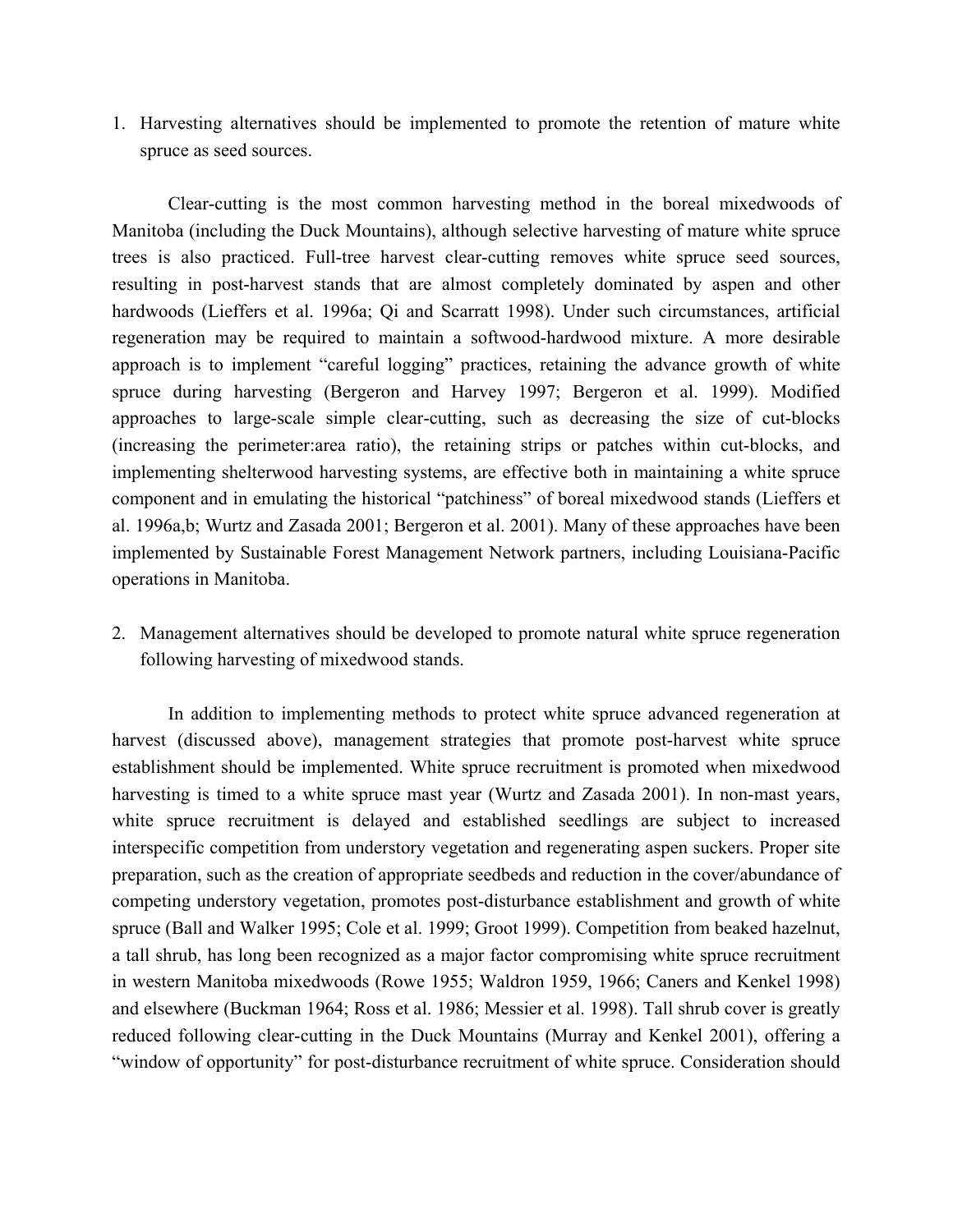1. Harvesting alternatives should be implemented to promote the retention of mature white spruce as seed sources.

Clear-cutting is the most common harvesting method in the boreal mixedwoods of Manitoba (including the Duck Mountains), although selective harvesting of mature white spruce trees is also practiced. Full-tree harvest clear-cutting removes white spruce seed sources, resulting in post-harvest stands that are almost completely dominated by aspen and other hardwoods (Lieffers et al. 1996a; Qi and Scarratt 1998). Under such circumstances, artificial regeneration may be required to maintain a softwood-hardwood mixture. A more desirable approach is to implement "careful logging" practices, retaining the advance growth of white spruce during harvesting (Bergeron and Harvey 1997; Bergeron et al. 1999). Modified approaches to large-scale simple clear-cutting, such as decreasing the size of cut-blocks (increasing the perimeter:area ratio), the retaining strips or patches within cut-blocks, and implementing shelterwood harvesting systems, are effective both in maintaining a white spruce component and in emulating the historical "patchiness" of boreal mixedwood stands (Lieffers et al. 1996a,b; Wurtz and Zasada 2001; Bergeron et al. 2001). Many of these approaches have been implemented by Sustainable Forest Management Network partners, including Louisiana-Pacific operations in Manitoba.

2. Management alternatives should be developed to promote natural white spruce regeneration following harvesting of mixedwood stands.

In addition to implementing methods to protect white spruce advanced regeneration at harvest (discussed above), management strategies that promote post-harvest white spruce establishment should be implemented. White spruce recruitment is promoted when mixedwood harvesting is timed to a white spruce mast year (Wurtz and Zasada 2001). In non-mast years, white spruce recruitment is delayed and established seedlings are subject to increased interspecific competition from understory vegetation and regenerating aspen suckers. Proper site preparation, such as the creation of appropriate seedbeds and reduction in the cover/abundance of competing understory vegetation, promotes post-disturbance establishment and growth of white spruce (Ball and Walker 1995; Cole et al. 1999; Groot 1999). Competition from beaked hazelnut, a tall shrub, has long been recognized as a major factor compromising white spruce recruitment in western Manitoba mixedwoods (Rowe 1955; Waldron 1959, 1966; Caners and Kenkel 1998) and elsewhere (Buckman 1964; Ross et al. 1986; Messier et al. 1998). Tall shrub cover is greatly reduced following clear-cutting in the Duck Mountains (Murray and Kenkel 2001), offering a "window of opportunity" for post-disturbance recruitment of white spruce. Consideration should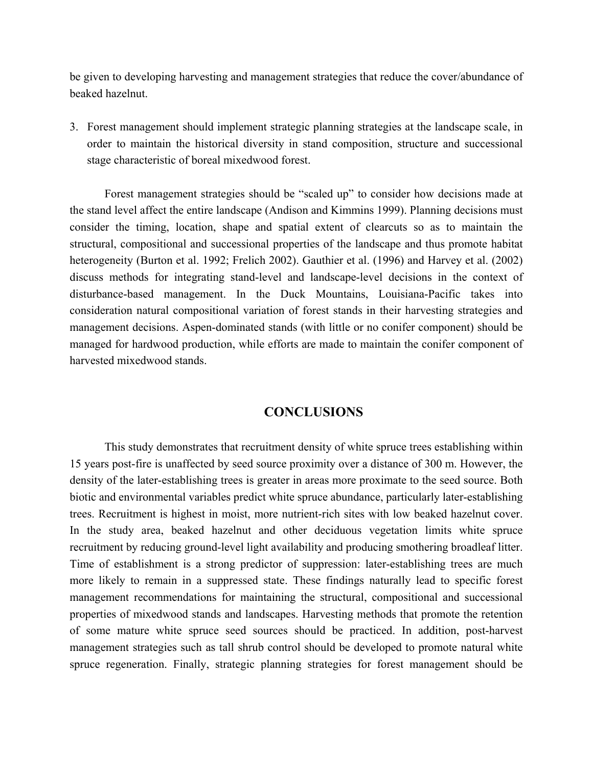be given to developing harvesting and management strategies that reduce the cover/abundance of beaked hazelnut.

3. Forest management should implement strategic planning strategies at the landscape scale, in order to maintain the historical diversity in stand composition, structure and successional stage characteristic of boreal mixedwood forest.

Forest management strategies should be "scaled up" to consider how decisions made at the stand level affect the entire landscape (Andison and Kimmins 1999). Planning decisions must consider the timing, location, shape and spatial extent of clearcuts so as to maintain the structural, compositional and successional properties of the landscape and thus promote habitat heterogeneity (Burton et al. 1992; Frelich 2002). Gauthier et al. (1996) and Harvey et al. (2002) discuss methods for integrating stand-level and landscape-level decisions in the context of disturbance-based management. In the Duck Mountains, Louisiana-Pacific takes into consideration natural compositional variation of forest stands in their harvesting strategies and management decisions. Aspen-dominated stands (with little or no conifer component) should be managed for hardwood production, while efforts are made to maintain the conifer component of harvested mixedwood stands.

## CONCLUSIONS

This study demonstrates that recruitment density of white spruce trees establishing within 15 years post-fire is unaffected by seed source proximity over a distance of 300 m. However, the density of the later-establishing trees is greater in areas more proximate to the seed source. Both biotic and environmental variables predict white spruce abundance, particularly later-establishing trees. Recruitment is highest in moist, more nutrient-rich sites with low beaked hazelnut cover. In the study area, beaked hazelnut and other deciduous vegetation limits white spruce recruitment by reducing ground-level light availability and producing smothering broadleaf litter. Time of establishment is a strong predictor of suppression: later-establishing trees are much more likely to remain in a suppressed state. These findings naturally lead to specific forest management recommendations for maintaining the structural, compositional and successional properties of mixedwood stands and landscapes. Harvesting methods that promote the retention of some mature white spruce seed sources should be practiced. In addition, post-harvest management strategies such as tall shrub control should be developed to promote natural white spruce regeneration. Finally, strategic planning strategies for forest management should be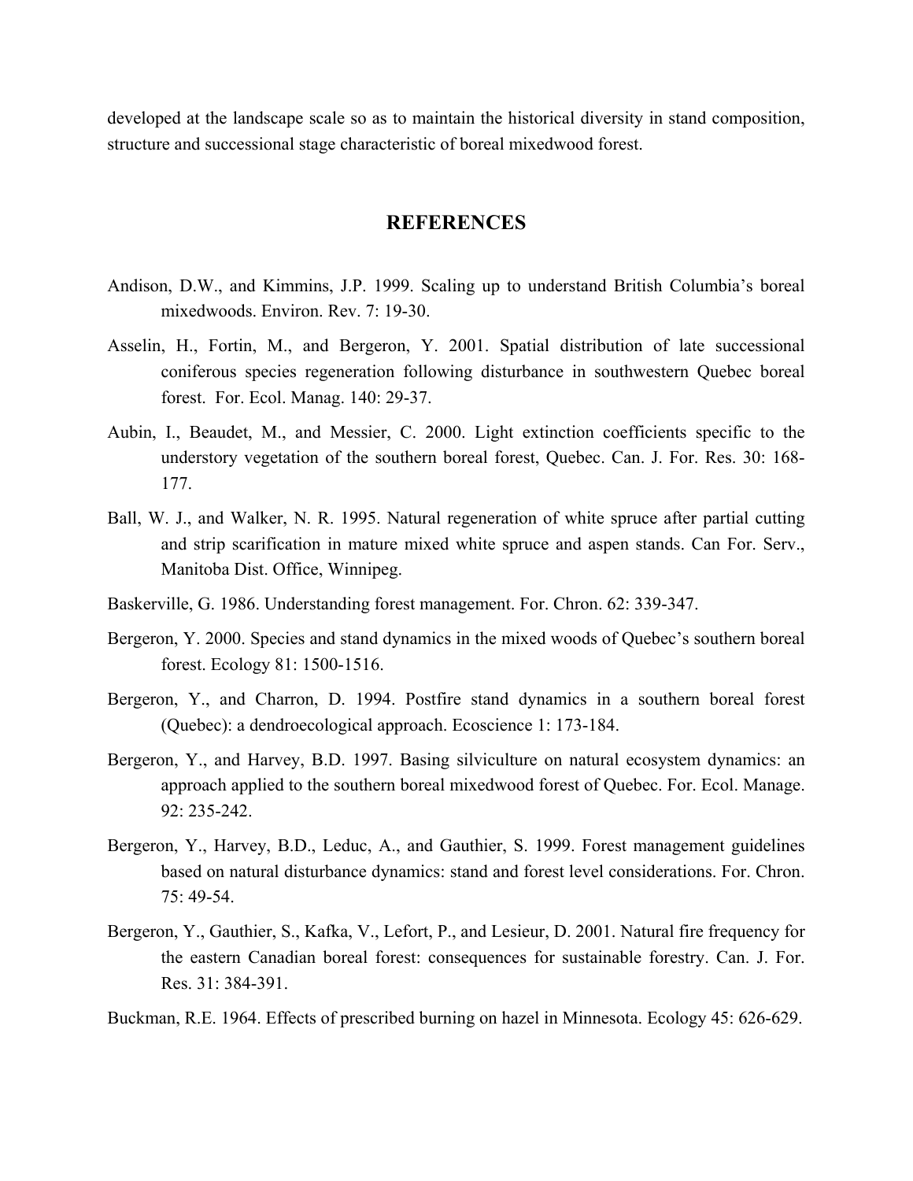developed at the landscape scale so as to maintain the historical diversity in stand composition, structure and successional stage characteristic of boreal mixedwood forest.

## REFERENCES

Andison, D.W., and Kimmins, J.P. 1999. Scaling up to understand British Columbia's boreal mixedwoods. Environ. Rev. 7: 19-30.

Asselin, H., Fortin, M., and Bergeron, Y. 2001. Spatial distribution of late successional coniferous species regeneration following disturbance in southwestern Quebec boreal forest. For. Ecol. Manag. 140: 29-37.

Aubin, I., Beaudet, M., and Messier, C. 2000. Light extinction coefficients specific to the understory vegetation of the southern boreal forest, Quebec. Can. J. For. Res. 30: 168-177.

Ball, W. J., and Walker, N. R. 1995. Natural regeneration of white spruce after partial cutting and strip scarification in mature mixed white spruce and aspen stands. Can For. Serv., Manitoba Dist. Office, Winnipeg.

Baskerville, G. 1986. Understanding forest management. For. Chron. 62: 339-347.

Bergeron, Y. 2000. Species and stand dynamics in the mixed woods of Quebec's southern boreal forest. Ecology 81: 1500-1516.

Bergeron, Y., and Charron, D. 1994. Postfire stand dynamics in a southern boreal forest (Quebec): a dendroecological approach. Ecoscience 1: 173-184.

Bergeron, Y., and Harvey, B.D. 1997. Basing silviculture on natural ecosystem dynamics: an approach applied to the southern boreal mixedwood forest of Quebec. For. Ecol. Manage. 92: 235-242.

Bergeron, Y., Harvey, B.D., Leduc, A., and Gauthier, S. 1999. Forest management guidelines based on natural disturbance dynamics: stand and forest level considerations. For. Chron. 75: 49-54.

Bergeron, Y., Gauthier, S., Kafka, V., Lefort, P., and Lesieur, D. 2001. Natural fire frequency for the eastern Canadian boreal forest: consequences for sustainable forestry. Can. J. For. Res. 31: 384-391.

Buckman, R.E. 1964. Effects of prescribed burning on hazel in Minnesota. Ecology 45: 626-629.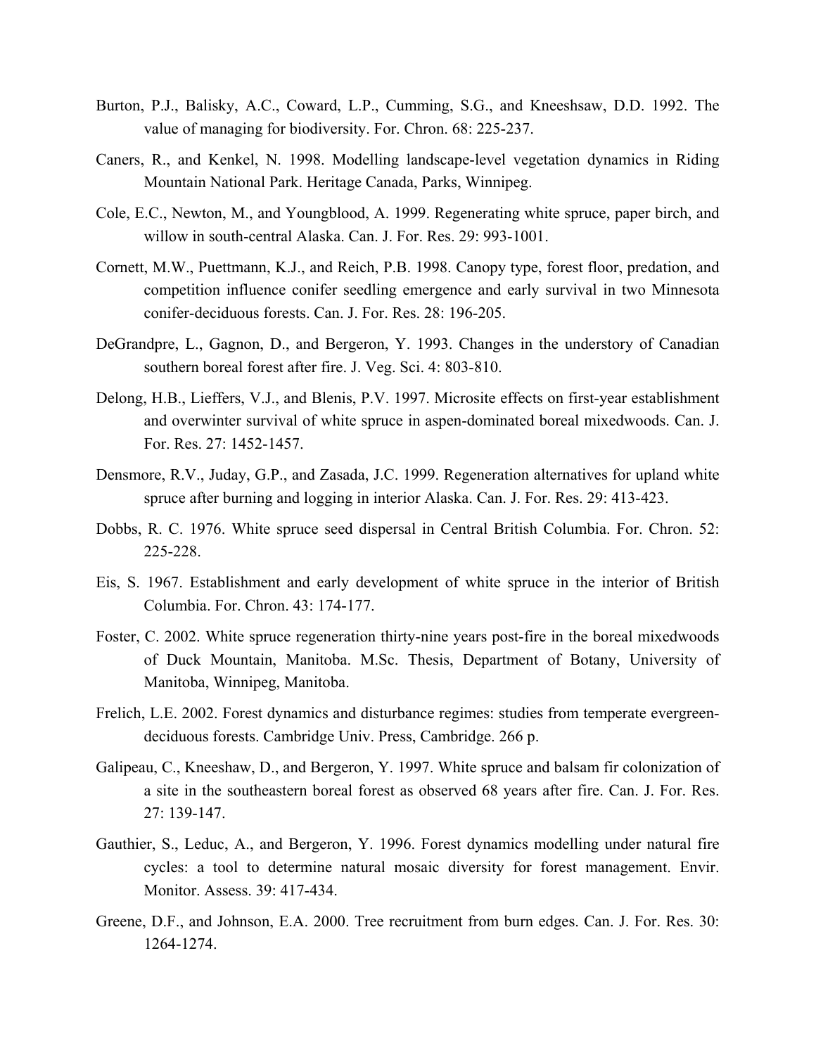Burton, P.J., Balisky, A.C., Coward, L.P., Cumming, S.G., and Kneeshsaw, D.D. 1992. The value of managing for biodiversity. For. Chron. 68: 225-237.

Caners, R., and Kenkel, N. 1998. Modelling landscape-level vegetation dynamics in Riding Mountain National Park. Heritage Canada, Parks, Winnipeg.

Cole, E.C., Newton, M., and Youngblood, A. 1999. Regenerating white spruce, paper birch, and willow in south-central Alaska. Can. J. For. Res. 29: 993-1001.

Cornett, M.W., Puettmann, K.J., and Reich, P.B. 1998. Canopy type, forest floor, predation, and competition influence conifer seedling emergence and early survival in two Minnesota conifer-deciduous forests. Can. J. For. Res. 28: 196-205.

DeGrandpre, L., Gagnon, D., and Bergeron, Y. 1993. Changes in the understory of Canadian southern boreal forest after fire. J. Veg. Sci. 4: 803-810.

Delong, H.B., Lieffers, V.J., and Blenis, P.V. 1997. Microsite effects on first-year establishment and overwinter survival of white spruce in aspen-dominated boreal mixedwoods. Can. J. For. Res. 27: 1452-1457.

Densmore, R.V., Juday, G.P., and Zasada, J.C. 1999. Regeneration alternatives for upland white spruce after burning and logging in interior Alaska. Can. J. For. Res. 29: 413-423.

Dobbs, R. C. 1976. White spruce seed dispersal in Central British Columbia. For. Chron. 52: 225-228.

Eis, S. 1967. Establishment and early development of white spruce in the interior of British Columbia. For. Chron. 43: 174-177.

Foster, C. 2002. White spruce regeneration thirty-nine years post-fire in the boreal mixedwoods of Duck Mountain, Manitoba. M.Sc. Thesis, Department of Botany, University of Manitoba, Winnipeg, Manitoba.

Frelich, L.E. 2002. Forest dynamics and disturbance regimes: studies from temperate evergreen-deciduous forests. Cambridge Univ. Press, Cambridge. 266 p.

Galipeau, C., Kneeshaw, D., and Bergeron, Y. 1997. White spruce and balsam fir colonization of a site in the southeastern boreal forest as observed 68 years after fire. Can. J. For. Res. 27: 139-147.

Gauthier, S., Leduc, A., and Bergeron, Y. 1996. Forest dynamics modelling under natural fire cycles: a tool to determine natural mosaic diversity for forest management. Envir. Monitor. Assess. 39: 417-434.

Greene, D.F., and Johnson, E.A. 2000. Tree recruitment from burn edges. Can. J. For. Res. 30: 1264-1274.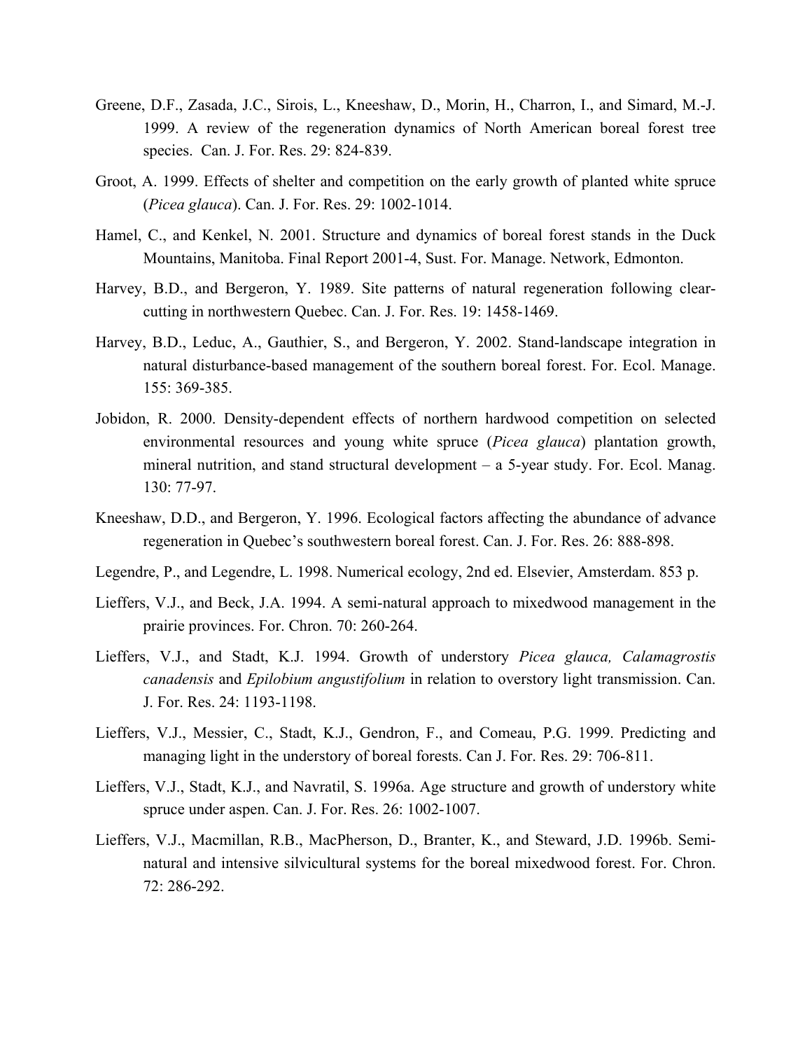Greene, D.F., Zasada, J.C., Sirois, L., Kneeshaw, D., Morin, H., Charron, I., and Simard, M.-J. 1999. A review of the regeneration dynamics of North American boreal forest tree species. Can. J. For. Res. 29: 824-839.

Groot, A. 1999. Effects of shelter and competition on the early growth of planted white spruce (*Picea glauca*). Can. J. For. Res. 29: 1002-1014.

Hamel, C., and Kenkel, N. 2001. Structure and dynamics of boreal forest stands in the Duck Mountains, Manitoba. Final Report 2001-4, Sust. For. Manage. Network, Edmonton.

Harvey, B.D., and Bergeron, Y. 1989. Site patterns of natural regeneration following clear-cutting in northwestern Quebec. Can. J. For. Res. 19: 1458-1469.

Harvey, B.D., Leduc, A., Gauthier, S., and Bergeron, Y. 2002. Stand-landscape integration in natural disturbance-based management of the southern boreal forest. For. Ecol. Manage. 155: 369-385.

Jobidon, R. 2000. Density-dependent effects of northern hardwood competition on selected environmental resources and young white spruce (*Picea glauca*) plantation growth, mineral nutrition, and stand structural development – a 5-year study. For. Ecol. Manag. 130: 77-97.

Kneeshaw, D.D., and Bergeron, Y. 1996. Ecological factors affecting the abundance of advance regeneration in Quebec's southwestern boreal forest. Can. J. For. Res. 26: 888-898.

Legendre, P., and Legendre, L. 1998. Numerical ecology, 2nd ed. Elsevier, Amsterdam. 853 p.

Lieffers, V.J., and Beck, J.A. 1994. A semi-natural approach to mixedwood management in the prairie provinces. For. Chron. 70: 260-264.

Lieffers, V.J., and Stadt, K.J. 1994. Growth of understory *Picea glauca, Calamagrostis canadensis* and *Epilobium angustifolium* in relation to overstory light transmission. Can. J. For. Res. 24: 1193-1198.

Lieffers, V.J., Messier, C., Stadt, K.J., Gendron, F., and Comeau, P.G. 1999. Predicting and managing light in the understory of boreal forests. Can J. For. Res. 29: 706-811.

Lieffers, V.J., Stadt, K.J., and Navratil, S. 1996a. Age structure and growth of understory white spruce under aspen. Can. J. For. Res. 26: 1002-1007.

Lieffers, V.J., Macmillan, R.B., MacPherson, D., Branter, K., and Steward, J.D. 1996b. Semi-natural and intensive silvicultural systems for the boreal mixedwood forest. For. Chron. 72: 286-292.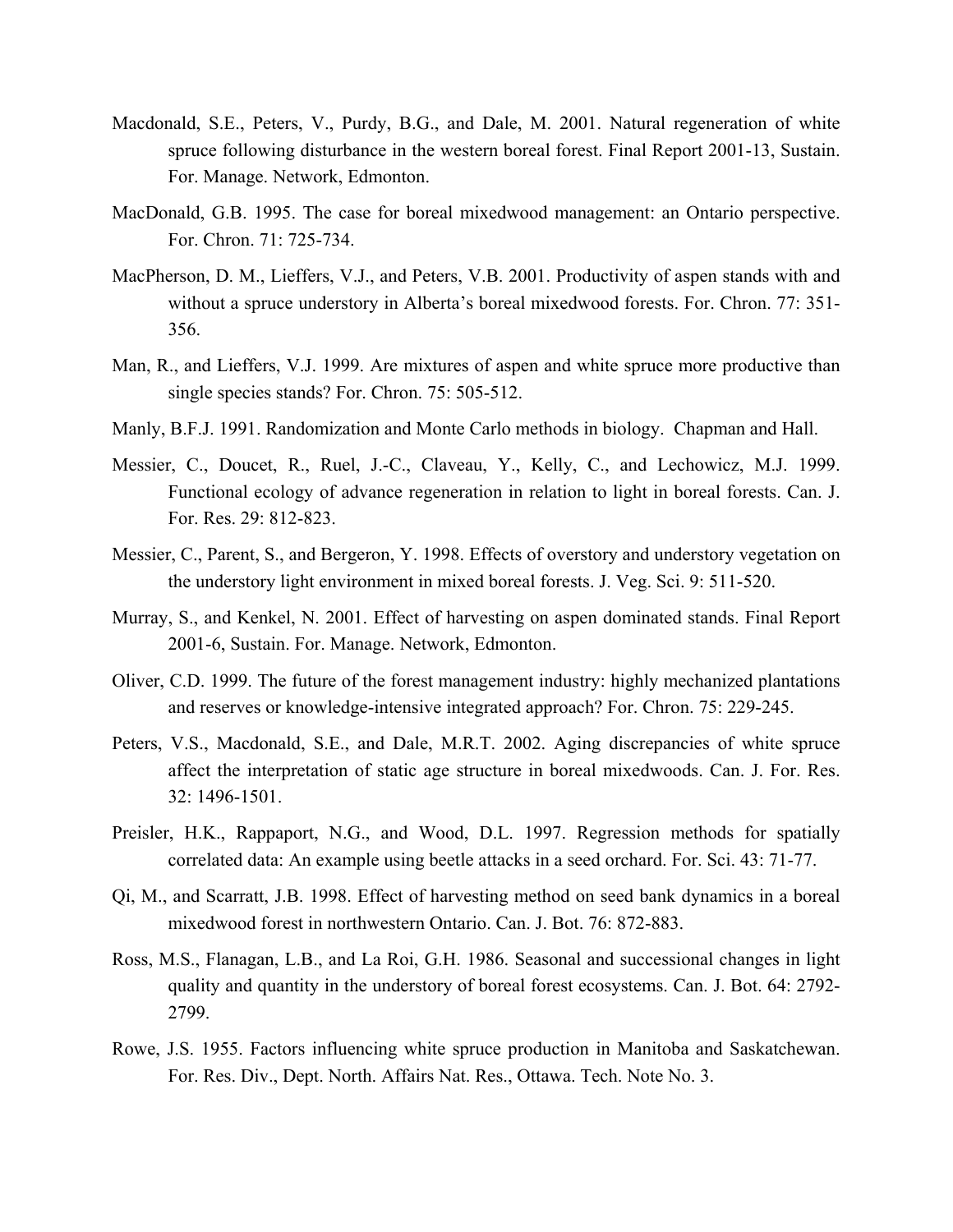Macdonald, S.E., Peters, V., Purdy, B.G., and Dale, M. 2001. Natural regeneration of white spruce following disturbance in the western boreal forest. Final Report 2001-13, Sustain. For. Manage. Network, Edmonton.

MacDonald, G.B. 1995. The case for boreal mixedwood management: an Ontario perspective. For. Chron. 71: 725-734.

MacPherson, D. M., Lieffers, V.J., and Peters, V.B. 2001. Productivity of aspen stands with and without a spruce understory in Alberta's boreal mixedwood forests. For. Chron. 77: 351-356.

Man, R., and Lieffers, V.J. 1999. Are mixtures of aspen and white spruce more productive than single species stands? For. Chron. 75: 505-512.

Manly, B.F.J. 1991. Randomization and Monte Carlo methods in biology. Chapman and Hall.

Messier, C., Doucet, R., Ruel, J.-C., Claveau, Y., Kelly, C., and Lechowicz, M.J. 1999. Functional ecology of advance regeneration in relation to light in boreal forests. Can. J. For. Res. 29: 812-823.

Messier, C., Parent, S., and Bergeron, Y. 1998. Effects of overstory and understory vegetation on the understory light environment in mixed boreal forests. J. Veg. Sci. 9: 511-520.

Murray, S., and Kenkel, N. 2001. Effect of harvesting on aspen dominated stands. Final Report 2001-6, Sustain. For. Manage. Network, Edmonton.

Oliver, C.D. 1999. The future of the forest management industry: highly mechanized plantations and reserves or knowledge-intensive integrated approach? For. Chron. 75: 229-245.

Peters, V.S., Macdonald, S.E., and Dale, M.R.T. 2002. Aging discrepancies of white spruce affect the interpretation of static age structure in boreal mixedwoods. Can. J. For. Res. 32: 1496-1501.

Preisler, H.K., Rappaport, N.G., and Wood, D.L. 1997. Regression methods for spatially correlated data: An example using beetle attacks in a seed orchard. For. Sci. 43: 71-77.

Qi, M., and Scarratt, J.B. 1998. Effect of harvesting method on seed bank dynamics in a boreal mixedwood forest in northwestern Ontario. Can. J. Bot. 76: 872-883.

Ross, M.S., Flanagan, L.B., and La Roi, G.H. 1986. Seasonal and successional changes in light quality and quantity in the understory of boreal forest ecosystems. Can. J. Bot. 64: 2792-2799.

Rowe, J.S. 1955. Factors influencing white spruce production in Manitoba and Saskatchewan. For. Res. Div., Dept. North. Affairs Nat. Res., Ottawa. Tech. Note No. 3.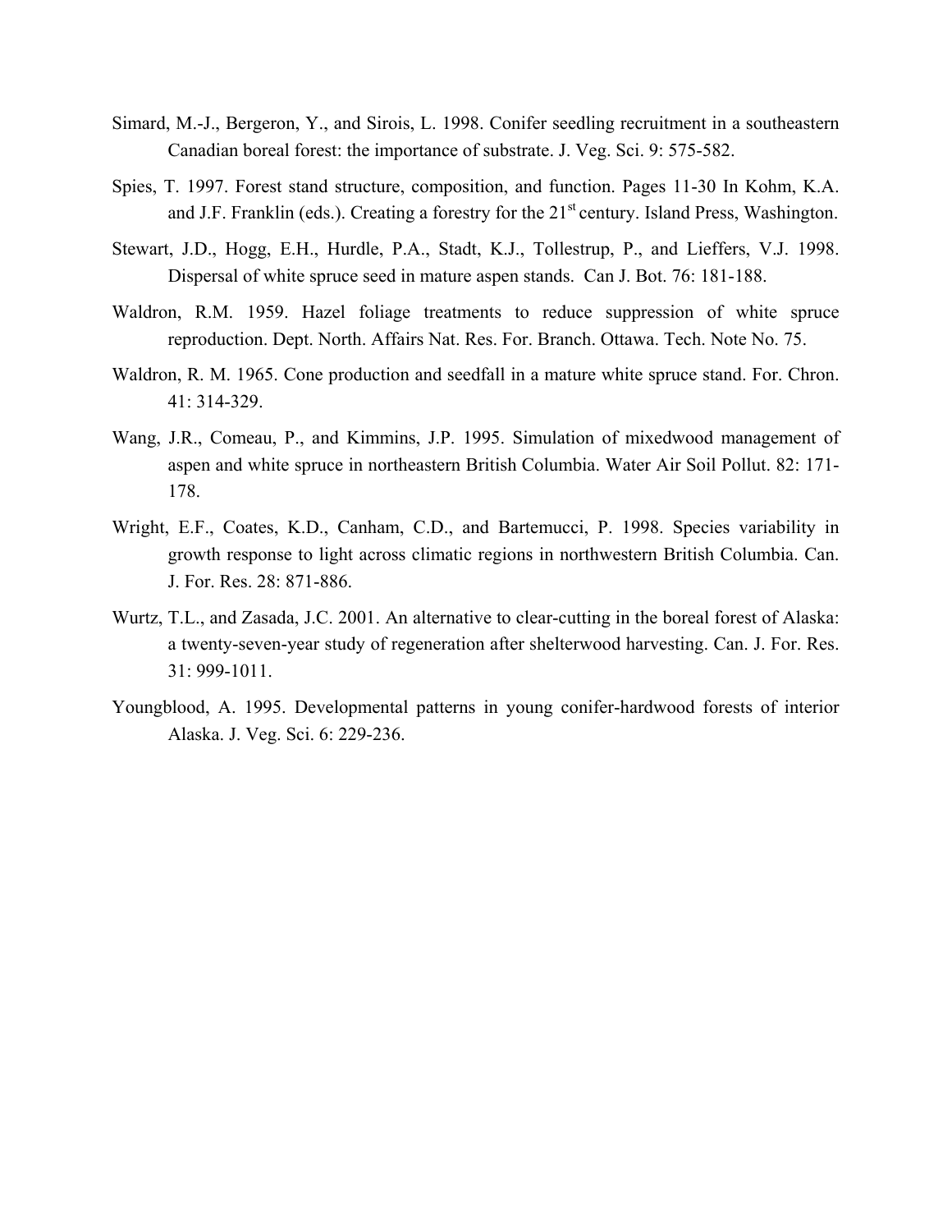Simard, M.-J., Bergeron, Y., and Sirois, L. 1998. Conifer seedling recruitment in a southeastern Canadian boreal forest: the importance of substrate. J. Veg. Sci. 9: 575-582.

Spies, T. 1997. Forest stand structure, composition, and function. Pages 11-30 In Kohm, K.A. and J.F. Franklin (eds.). Creating a forestry for the 21st century. Island Press, Washington.

Stewart, J.D., Hogg, E.H., Hurdle, P.A., Stadt, K.J., Tollestrup, P., and Lieffers, V.J. 1998. Dispersal of white spruce seed in mature aspen stands. Can J. Bot. 76: 181-188.

Waldron, R.M. 1959. Hazel foliage treatments to reduce suppression of white spruce reproduction. Dept. North. Affairs Nat. Res. For. Branch. Ottawa. Tech. Note No. 75.

Waldron, R. M. 1965. Cone production and seedfall in a mature white spruce stand. For. Chron. 41: 314-329.

Wang, J.R., Comeau, P., and Kimmins, J.P. 1995. Simulation of mixedwood management of aspen and white spruce in northeastern British Columbia. Water Air Soil Pollut. 82: 171-178.

Wright, E.F., Coates, K.D., Canham, C.D., and Bartemucci, P. 1998. Species variability in growth response to light across climatic regions in northwestern British Columbia. Can. J. For. Res. 28: 871-886.

Wurtz, T.L., and Zasada, J.C. 2001. An alternative to clear-cutting in the boreal forest of Alaska: a twenty-seven-year study of regeneration after shelterwood harvesting. Can. J. For. Res. 31: 999-1011.

Youngblood, A. 1995. Developmental patterns in young conifer-hardwood forests of interior Alaska. J. Veg. Sci. 6: 229-236.